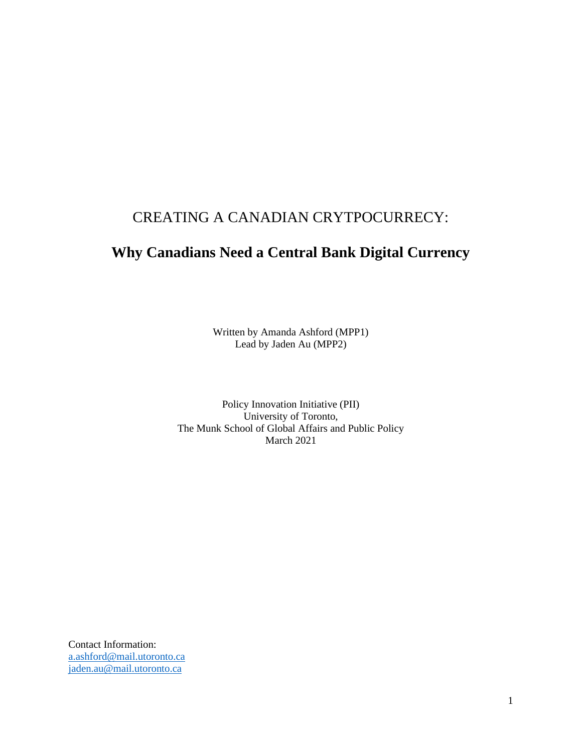# CREATING A CANADIAN CRYTPOCURRECY:

## Why Canadians Need a Central Bank Digital Currency

Written by Amanda Ashford (MPP1)
Lead by Jaden Au (MPP2)

Policy Innovation Initiative (PII)
University of Toronto,
The Munk School of Global Affairs and Public Policy
March 2021

Contact Information:
a.ashford@mail.utoronto.ca
jaden.au@mail.utoronto.ca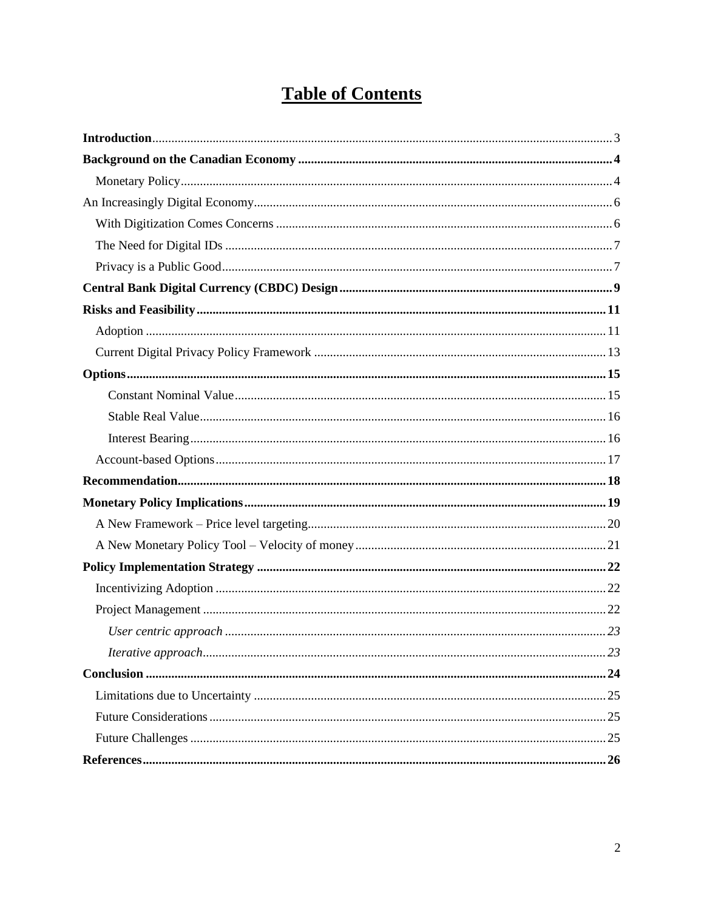# Table of Contents

**Introduction** ... 3

**Background on the Canadian Economy** ... 4

- Monetary Policy ... 4

An Increasingly Digital Economy ... 6

- With Digitization Comes Concerns ... 6
- The Need for Digital IDs ... 7
- Privacy is a Public Good ... 7

**Central Bank Digital Currency (CBDC) Design** ... 9

**Risks and Feasibility** ... 11

- Adoption ... 11
- Current Digital Privacy Policy Framework ... 13

**Options** ... 15

- Constant Nominal Value ... 15
- Stable Real Value ... 16
- Interest Bearing ... 16
- Account-based Options ... 17

**Recommendation** ... 18

**Monetary Policy Implications** ... 19

- A New Framework – Price level targeting ... 20
- A New Monetary Policy Tool – Velocity of money ... 21

**Policy Implementation Strategy** ... 22

- Incentivizing Adoption ... 22
- Project Management ... 22
  - *User centric approach* ... 23
  - *Iterative approach* ... 23

**Conclusion** ... 24

- Limitations due to Uncertainty ... 25
- Future Considerations ... 25
- Future Challenges ... 25

**References** ... 26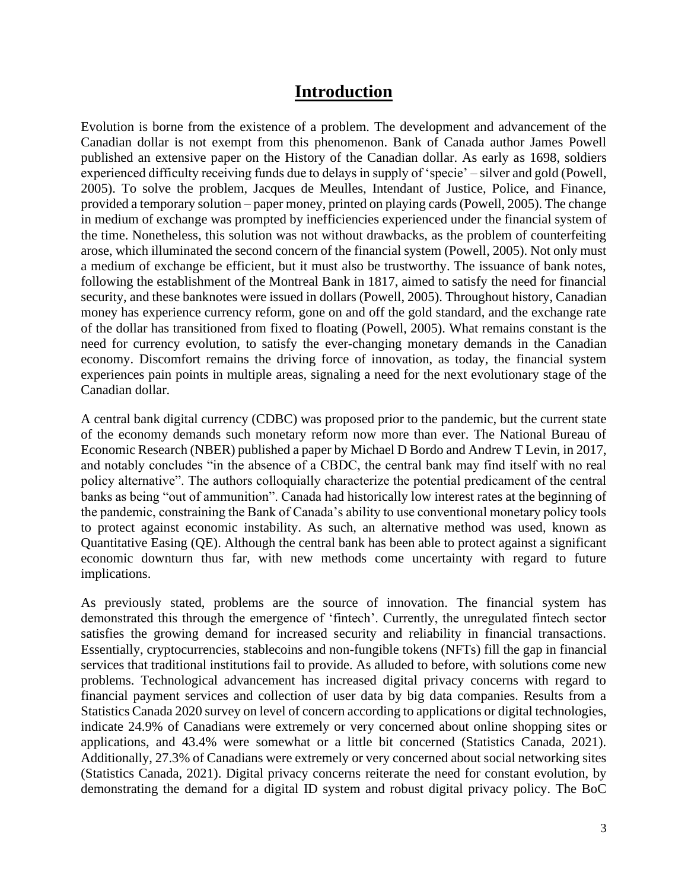# Introduction

Evolution is borne from the existence of a problem. The development and advancement of the Canadian dollar is not exempt from this phenomenon. Bank of Canada author James Powell published an extensive paper on the History of the Canadian dollar. As early as 1698, soldiers experienced difficulty receiving funds due to delays in supply of 'specie' – silver and gold (Powell, 2005). To solve the problem, Jacques de Meulles, Intendant of Justice, Police, and Finance, provided a temporary solution – paper money, printed on playing cards (Powell, 2005). The change in medium of exchange was prompted by inefficiencies experienced under the financial system of the time. Nonetheless, this solution was not without drawbacks, as the problem of counterfeiting arose, which illuminated the second concern of the financial system (Powell, 2005). Not only must a medium of exchange be efficient, but it must also be trustworthy. The issuance of bank notes, following the establishment of the Montreal Bank in 1817, aimed to satisfy the need for financial security, and these banknotes were issued in dollars (Powell, 2005). Throughout history, Canadian money has experience currency reform, gone on and off the gold standard, and the exchange rate of the dollar has transitioned from fixed to floating (Powell, 2005). What remains constant is the need for currency evolution, to satisfy the ever-changing monetary demands in the Canadian economy. Discomfort remains the driving force of innovation, as today, the financial system experiences pain points in multiple areas, signaling a need for the next evolutionary stage of the Canadian dollar.

A central bank digital currency (CDBC) was proposed prior to the pandemic, but the current state of the economy demands such monetary reform now more than ever. The National Bureau of Economic Research (NBER) published a paper by Michael D Bordo and Andrew T Levin, in 2017, and notably concludes "in the absence of a CBDC, the central bank may find itself with no real policy alternative". The authors colloquially characterize the potential predicament of the central banks as being "out of ammunition". Canada had historically low interest rates at the beginning of the pandemic, constraining the Bank of Canada's ability to use conventional monetary policy tools to protect against economic instability. As such, an alternative method was used, known as Quantitative Easing (QE). Although the central bank has been able to protect against a significant economic downturn thus far, with new methods come uncertainty with regard to future implications.

As previously stated, problems are the source of innovation. The financial system has demonstrated this through the emergence of 'fintech'. Currently, the unregulated fintech sector satisfies the growing demand for increased security and reliability in financial transactions. Essentially, cryptocurrencies, stablecoins and non-fungible tokens (NFTs) fill the gap in financial services that traditional institutions fail to provide. As alluded to before, with solutions come new problems. Technological advancement has increased digital privacy concerns with regard to financial payment services and collection of user data by big data companies. Results from a Statistics Canada 2020 survey on level of concern according to applications or digital technologies, indicate 24.9% of Canadians were extremely or very concerned about online shopping sites or applications, and 43.4% were somewhat or a little bit concerned (Statistics Canada, 2021). Additionally, 27.3% of Canadians were extremely or very concerned about social networking sites (Statistics Canada, 2021). Digital privacy concerns reiterate the need for constant evolution, by demonstrating the demand for a digital ID system and robust digital privacy policy. The BoC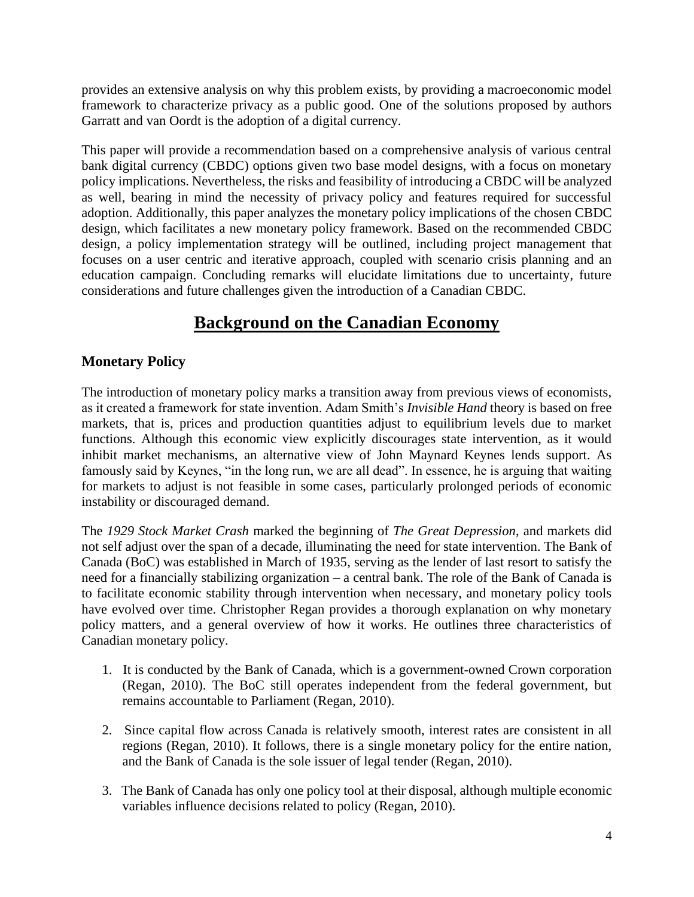provides an extensive analysis on why this problem exists, by providing a macroeconomic model framework to characterize privacy as a public good. One of the solutions proposed by authors Garratt and van Oordt is the adoption of a digital currency.

This paper will provide a recommendation based on a comprehensive analysis of various central bank digital currency (CBDC) options given two base model designs, with a focus on monetary policy implications. Nevertheless, the risks and feasibility of introducing a CBDC will be analyzed as well, bearing in mind the necessity of privacy policy and features required for successful adoption. Additionally, this paper analyzes the monetary policy implications of the chosen CBDC design, which facilitates a new monetary policy framework. Based on the recommended CBDC design, a policy implementation strategy will be outlined, including project management that focuses on a user centric and iterative approach, coupled with scenario crisis planning and an education campaign. Concluding remarks will elucidate limitations due to uncertainty, future considerations and future challenges given the introduction of a Canadian CBDC.

# Background on the Canadian Economy

## Monetary Policy

The introduction of monetary policy marks a transition away from previous views of economists, as it created a framework for state invention. Adam Smith's *Invisible Hand* theory is based on free markets, that is, prices and production quantities adjust to equilibrium levels due to market functions. Although this economic view explicitly discourages state intervention, as it would inhibit market mechanisms, an alternative view of John Maynard Keynes lends support. As famously said by Keynes, "in the long run, we are all dead". In essence, he is arguing that waiting for markets to adjust is not feasible in some cases, particularly prolonged periods of economic instability or discouraged demand.

The *1929 Stock Market Crash* marked the beginning of *The Great Depression*, and markets did not self adjust over the span of a decade, illuminating the need for state intervention. The Bank of Canada (BoC) was established in March of 1935, serving as the lender of last resort to satisfy the need for a financially stabilizing organization – a central bank. The role of the Bank of Canada is to facilitate economic stability through intervention when necessary, and monetary policy tools have evolved over time. Christopher Regan provides a thorough explanation on why monetary policy matters, and a general overview of how it works. He outlines three characteristics of Canadian monetary policy.

1. It is conducted by the Bank of Canada, which is a government-owned Crown corporation (Regan, 2010). The BoC still operates independent from the federal government, but remains accountable to Parliament (Regan, 2010).

2. Since capital flow across Canada is relatively smooth, interest rates are consistent in all regions (Regan, 2010). It follows, there is a single monetary policy for the entire nation, and the Bank of Canada is the sole issuer of legal tender (Regan, 2010).

3. The Bank of Canada has only one policy tool at their disposal, although multiple economic variables influence decisions related to policy (Regan, 2010).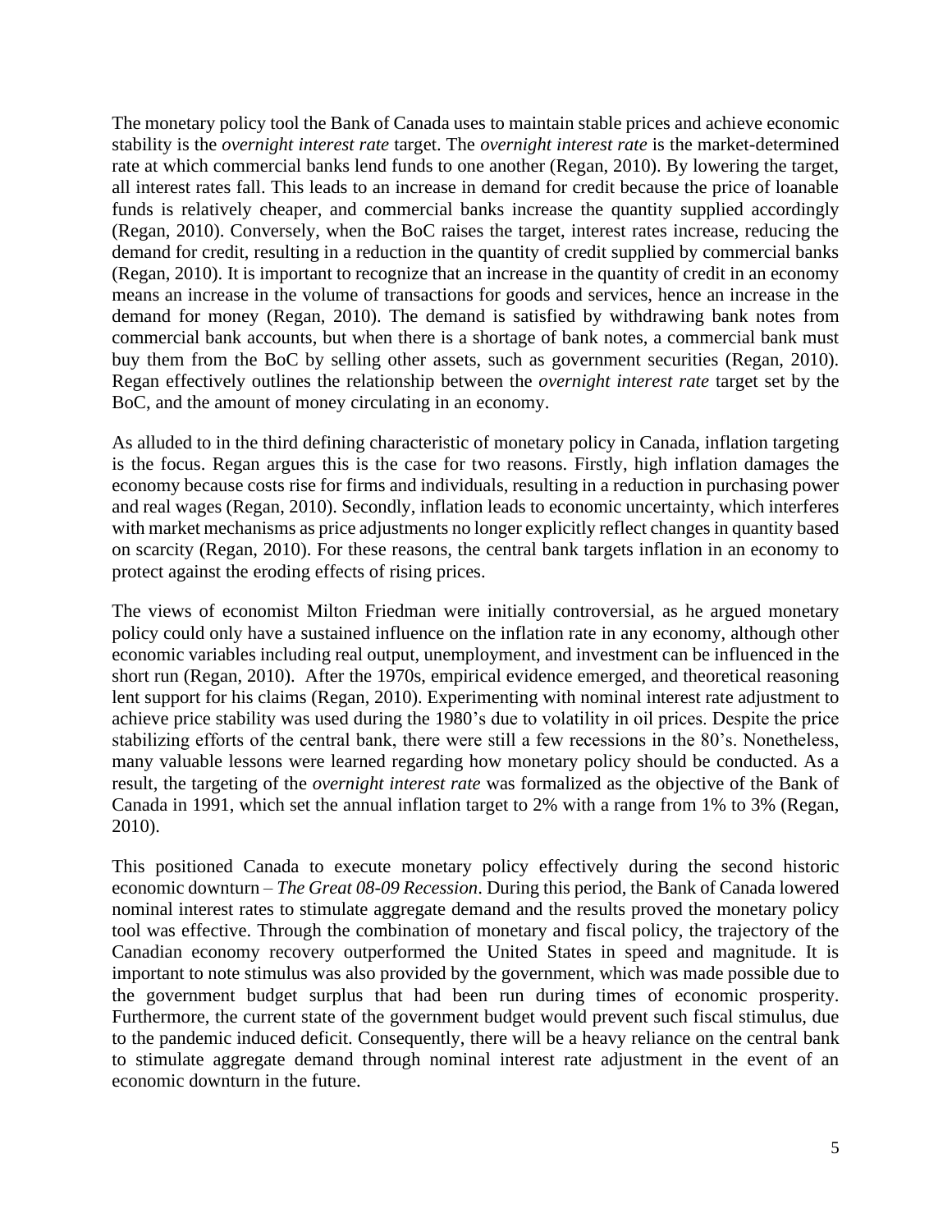The monetary policy tool the Bank of Canada uses to maintain stable prices and achieve economic stability is the *overnight interest rate* target. The *overnight interest rate* is the market-determined rate at which commercial banks lend funds to one another (Regan, 2010). By lowering the target, all interest rates fall. This leads to an increase in demand for credit because the price of loanable funds is relatively cheaper, and commercial banks increase the quantity supplied accordingly (Regan, 2010). Conversely, when the BoC raises the target, interest rates increase, reducing the demand for credit, resulting in a reduction in the quantity of credit supplied by commercial banks (Regan, 2010). It is important to recognize that an increase in the quantity of credit in an economy means an increase in the volume of transactions for goods and services, hence an increase in the demand for money (Regan, 2010). The demand is satisfied by withdrawing bank notes from commercial bank accounts, but when there is a shortage of bank notes, a commercial bank must buy them from the BoC by selling other assets, such as government securities (Regan, 2010). Regan effectively outlines the relationship between the *overnight interest rate* target set by the BoC, and the amount of money circulating in an economy.

As alluded to in the third defining characteristic of monetary policy in Canada, inflation targeting is the focus. Regan argues this is the case for two reasons. Firstly, high inflation damages the economy because costs rise for firms and individuals, resulting in a reduction in purchasing power and real wages (Regan, 2010). Secondly, inflation leads to economic uncertainty, which interferes with market mechanisms as price adjustments no longer explicitly reflect changes in quantity based on scarcity (Regan, 2010). For these reasons, the central bank targets inflation in an economy to protect against the eroding effects of rising prices.

The views of economist Milton Friedman were initially controversial, as he argued monetary policy could only have a sustained influence on the inflation rate in any economy, although other economic variables including real output, unemployment, and investment can be influenced in the short run (Regan, 2010). After the 1970s, empirical evidence emerged, and theoretical reasoning lent support for his claims (Regan, 2010). Experimenting with nominal interest rate adjustment to achieve price stability was used during the 1980's due to volatility in oil prices. Despite the price stabilizing efforts of the central bank, there were still a few recessions in the 80's. Nonetheless, many valuable lessons were learned regarding how monetary policy should be conducted. As a result, the targeting of the *overnight interest rate* was formalized as the objective of the Bank of Canada in 1991, which set the annual inflation target to 2% with a range from 1% to 3% (Regan, 2010).

This positioned Canada to execute monetary policy effectively during the second historic economic downturn – *The Great 08-09 Recession*. During this period, the Bank of Canada lowered nominal interest rates to stimulate aggregate demand and the results proved the monetary policy tool was effective. Through the combination of monetary and fiscal policy, the trajectory of the Canadian economy recovery outperformed the United States in speed and magnitude. It is important to note stimulus was also provided by the government, which was made possible due to the government budget surplus that had been run during times of economic prosperity. Furthermore, the current state of the government budget would prevent such fiscal stimulus, due to the pandemic induced deficit. Consequently, there will be a heavy reliance on the central bank to stimulate aggregate demand through nominal interest rate adjustment in the event of an economic downturn in the future.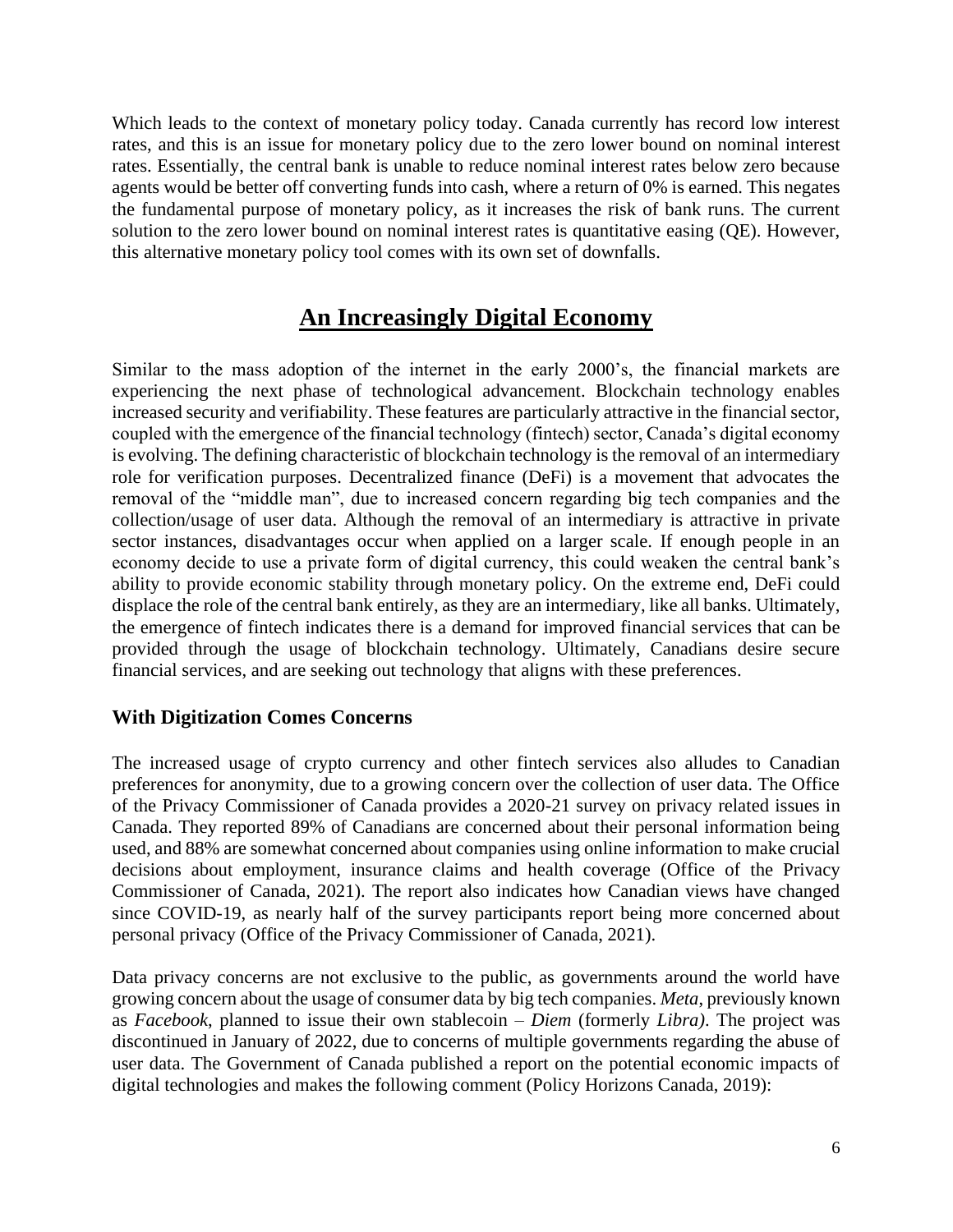Which leads to the context of monetary policy today. Canada currently has record low interest rates, and this is an issue for monetary policy due to the zero lower bound on nominal interest rates. Essentially, the central bank is unable to reduce nominal interest rates below zero because agents would be better off converting funds into cash, where a return of 0% is earned. This negates the fundamental purpose of monetary policy, as it increases the risk of bank runs. The current solution to the zero lower bound on nominal interest rates is quantitative easing (QE). However, this alternative monetary policy tool comes with its own set of downfalls.

## An Increasingly Digital Economy

Similar to the mass adoption of the internet in the early 2000's, the financial markets are experiencing the next phase of technological advancement. Blockchain technology enables increased security and verifiability. These features are particularly attractive in the financial sector, coupled with the emergence of the financial technology (fintech) sector, Canada's digital economy is evolving. The defining characteristic of blockchain technology is the removal of an intermediary role for verification purposes. Decentralized finance (DeFi) is a movement that advocates the removal of the "middle man", due to increased concern regarding big tech companies and the collection/usage of user data. Although the removal of an intermediary is attractive in private sector instances, disadvantages occur when applied on a larger scale. If enough people in an economy decide to use a private form of digital currency, this could weaken the central bank's ability to provide economic stability through monetary policy. On the extreme end, DeFi could displace the role of the central bank entirely, as they are an intermediary, like all banks. Ultimately, the emergence of fintech indicates there is a demand for improved financial services that can be provided through the usage of blockchain technology. Ultimately, Canadians desire secure financial services, and are seeking out technology that aligns with these preferences.

### With Digitization Comes Concerns

The increased usage of crypto currency and other fintech services also alludes to Canadian preferences for anonymity, due to a growing concern over the collection of user data. The Office of the Privacy Commissioner of Canada provides a 2020-21 survey on privacy related issues in Canada. They reported 89% of Canadians are concerned about their personal information being used, and 88% are somewhat concerned about companies using online information to make crucial decisions about employment, insurance claims and health coverage (Office of the Privacy Commissioner of Canada, 2021). The report also indicates how Canadian views have changed since COVID-19, as nearly half of the survey participants report being more concerned about personal privacy (Office of the Privacy Commissioner of Canada, 2021).

Data privacy concerns are not exclusive to the public, as governments around the world have growing concern about the usage of consumer data by big tech companies. *Meta*, previously known as *Facebook*, planned to issue their own stablecoin – *Diem* (formerly *Libra)*. The project was discontinued in January of 2022, due to concerns of multiple governments regarding the abuse of user data. The Government of Canada published a report on the potential economic impacts of digital technologies and makes the following comment (Policy Horizons Canada, 2019):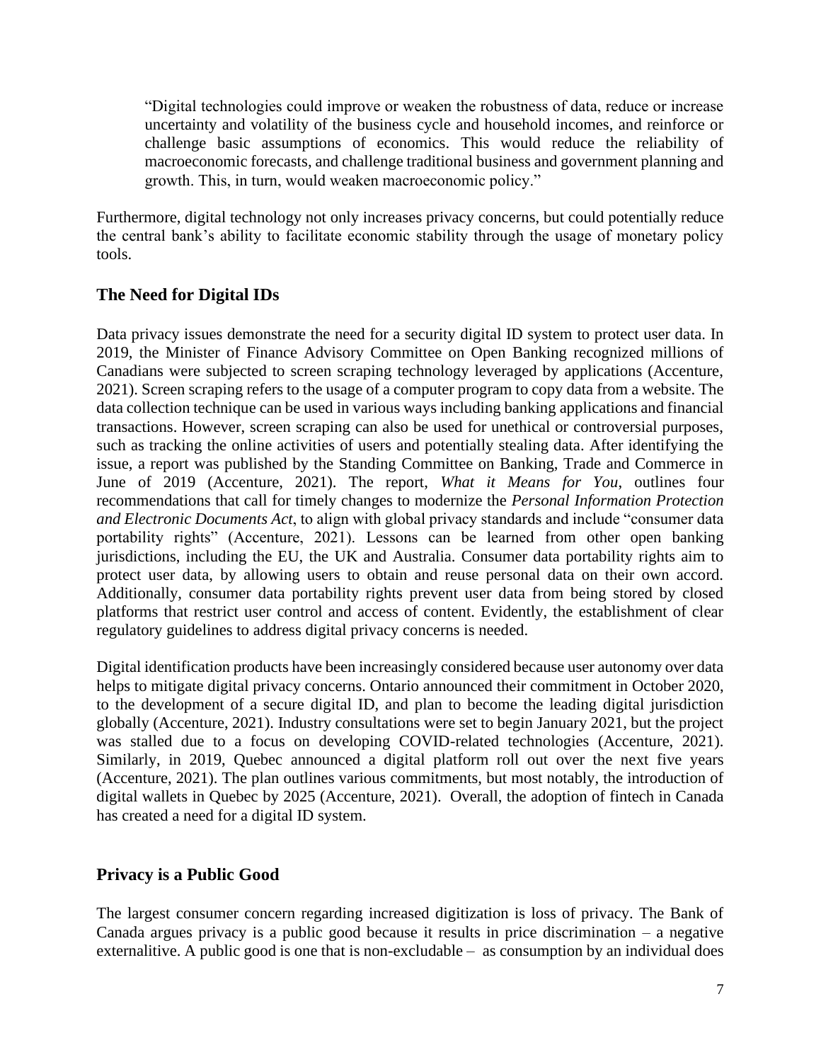> "Digital technologies could improve or weaken the robustness of data, reduce or increase uncertainty and volatility of the business cycle and household incomes, and reinforce or challenge basic assumptions of economics. This would reduce the reliability of macroeconomic forecasts, and challenge traditional business and government planning and growth. This, in turn, would weaken macroeconomic policy."

Furthermore, digital technology not only increases privacy concerns, but could potentially reduce the central bank's ability to facilitate economic stability through the usage of monetary policy tools.

## The Need for Digital IDs

Data privacy issues demonstrate the need for a security digital ID system to protect user data. In 2019, the Minister of Finance Advisory Committee on Open Banking recognized millions of Canadians were subjected to screen scraping technology leveraged by applications (Accenture, 2021). Screen scraping refers to the usage of a computer program to copy data from a website. The data collection technique can be used in various ways including banking applications and financial transactions. However, screen scraping can also be used for unethical or controversial purposes, such as tracking the online activities of users and potentially stealing data. After identifying the issue, a report was published by the Standing Committee on Banking, Trade and Commerce in June of 2019 (Accenture, 2021). The report, *What it Means for You*, outlines four recommendations that call for timely changes to modernize the *Personal Information Protection and Electronic Documents Act*, to align with global privacy standards and include "consumer data portability rights" (Accenture, 2021). Lessons can be learned from other open banking jurisdictions, including the EU, the UK and Australia. Consumer data portability rights aim to protect user data, by allowing users to obtain and reuse personal data on their own accord. Additionally, consumer data portability rights prevent user data from being stored by closed platforms that restrict user control and access of content. Evidently, the establishment of clear regulatory guidelines to address digital privacy concerns is needed.

Digital identification products have been increasingly considered because user autonomy over data helps to mitigate digital privacy concerns. Ontario announced their commitment in October 2020, to the development of a secure digital ID, and plan to become the leading digital jurisdiction globally (Accenture, 2021). Industry consultations were set to begin January 2021, but the project was stalled due to a focus on developing COVID-related technologies (Accenture, 2021). Similarly, in 2019, Quebec announced a digital platform roll out over the next five years (Accenture, 2021). The plan outlines various commitments, but most notably, the introduction of digital wallets in Quebec by 2025 (Accenture, 2021). Overall, the adoption of fintech in Canada has created a need for a digital ID system.

## Privacy is a Public Good

The largest consumer concern regarding increased digitization is loss of privacy. The Bank of Canada argues privacy is a public good because it results in price discrimination – a negative externalitive. A public good is one that is non-excludable – as consumption by an individual does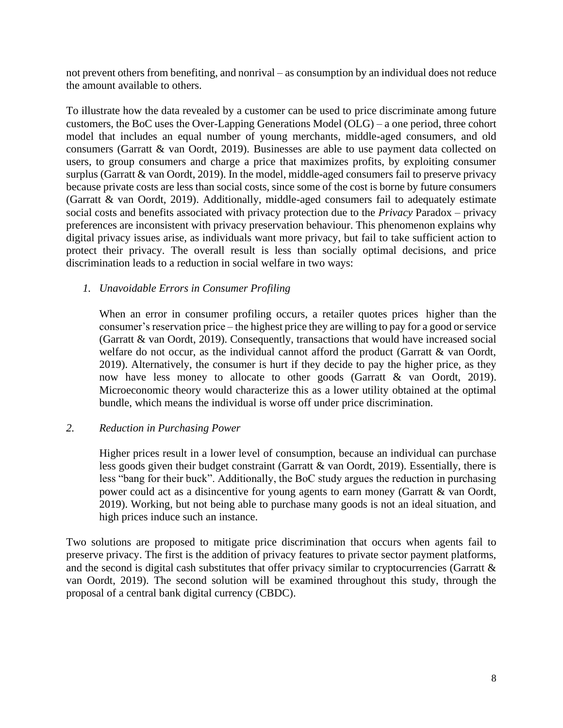not prevent others from benefiting, and nonrival – as consumption by an individual does not reduce the amount available to others.

To illustrate how the data revealed by a customer can be used to price discriminate among future customers, the BoC uses the Over-Lapping Generations Model (OLG) – a one period, three cohort model that includes an equal number of young merchants, middle-aged consumers, and old consumers (Garratt & van Oordt, 2019). Businesses are able to use payment data collected on users, to group consumers and charge a price that maximizes profits, by exploiting consumer surplus (Garratt & van Oordt, 2019). In the model, middle-aged consumers fail to preserve privacy because private costs are less than social costs, since some of the cost is borne by future consumers (Garratt & van Oordt, 2019). Additionally, middle-aged consumers fail to adequately estimate social costs and benefits associated with privacy protection due to the *Privacy* Paradox – privacy preferences are inconsistent with privacy preservation behaviour. This phenomenon explains why digital privacy issues arise, as individuals want more privacy, but fail to take sufficient action to protect their privacy. The overall result is less than socially optimal decisions, and price discrimination leads to a reduction in social welfare in two ways:

1. *Unavoidable Errors in Consumer Profiling*

   When an error in consumer profiling occurs, a retailer quotes prices higher than the consumer's reservation price – the highest price they are willing to pay for a good or service (Garratt & van Oordt, 2019). Consequently, transactions that would have increased social welfare do not occur, as the individual cannot afford the product (Garratt & van Oordt, 2019). Alternatively, the consumer is hurt if they decide to pay the higher price, as they now have less money to allocate to other goods (Garratt & van Oordt, 2019). Microeconomic theory would characterize this as a lower utility obtained at the optimal bundle, which means the individual is worse off under price discrimination.

2. *Reduction in Purchasing Power*

   Higher prices result in a lower level of consumption, because an individual can purchase less goods given their budget constraint (Garratt & van Oordt, 2019). Essentially, there is less "bang for their buck". Additionally, the BoC study argues the reduction in purchasing power could act as a disincentive for young agents to earn money (Garratt & van Oordt, 2019). Working, but not being able to purchase many goods is not an ideal situation, and high prices induce such an instance.

Two solutions are proposed to mitigate price discrimination that occurs when agents fail to preserve privacy. The first is the addition of privacy features to private sector payment platforms, and the second is digital cash substitutes that offer privacy similar to cryptocurrencies (Garratt & van Oordt, 2019). The second solution will be examined throughout this study, through the proposal of a central bank digital currency (CBDC).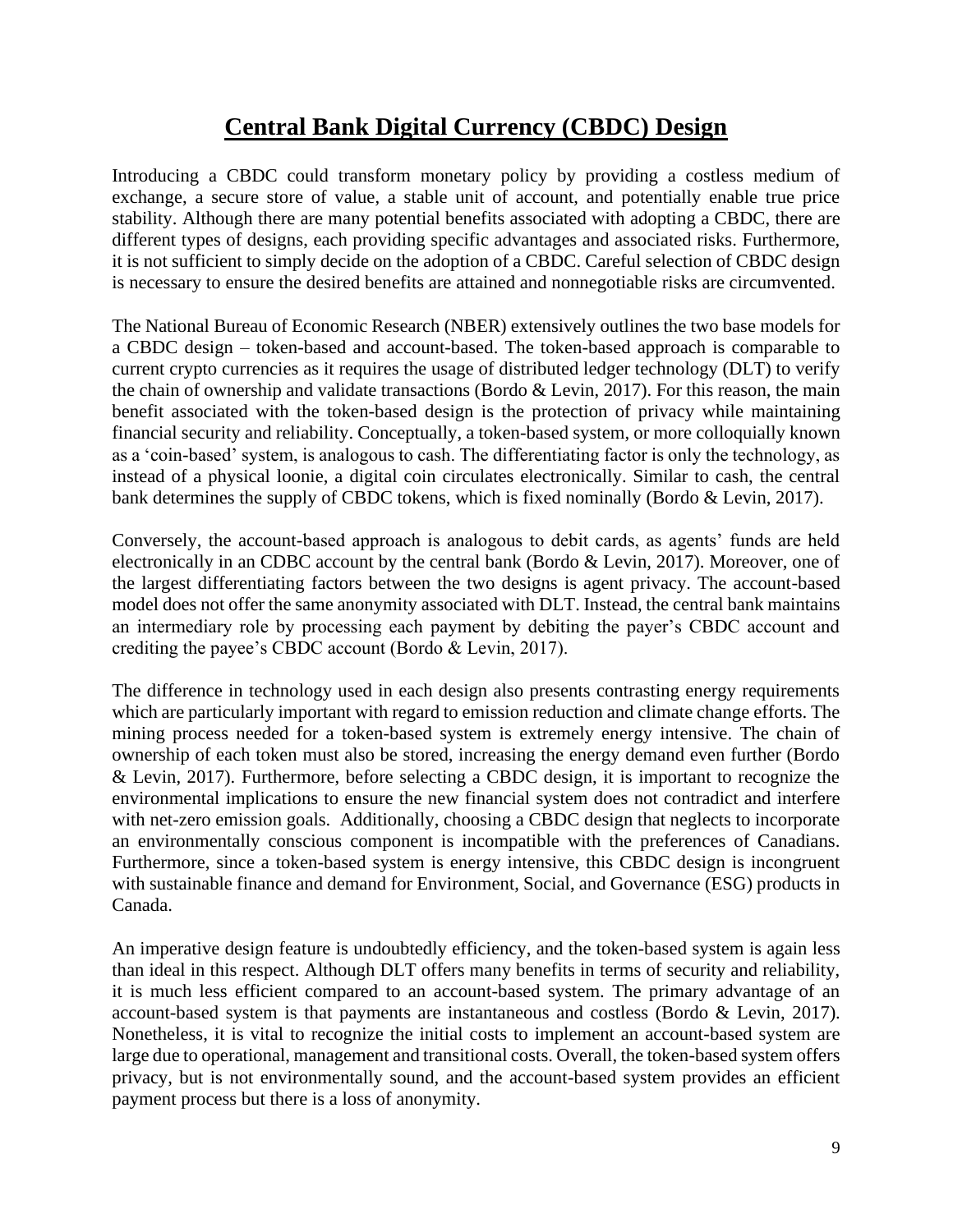# Central Bank Digital Currency (CBDC) Design

Introducing a CBDC could transform monetary policy by providing a costless medium of exchange, a secure store of value, a stable unit of account, and potentially enable true price stability. Although there are many potential benefits associated with adopting a CBDC, there are different types of designs, each providing specific advantages and associated risks. Furthermore, it is not sufficient to simply decide on the adoption of a CBDC. Careful selection of CBDC design is necessary to ensure the desired benefits are attained and nonnegotiable risks are circumvented.

The National Bureau of Economic Research (NBER) extensively outlines the two base models for a CBDC design – token-based and account-based. The token-based approach is comparable to current crypto currencies as it requires the usage of distributed ledger technology (DLT) to verify the chain of ownership and validate transactions (Bordo & Levin, 2017). For this reason, the main benefit associated with the token-based design is the protection of privacy while maintaining financial security and reliability. Conceptually, a token-based system, or more colloquially known as a 'coin-based' system, is analogous to cash. The differentiating factor is only the technology, as instead of a physical loonie, a digital coin circulates electronically. Similar to cash, the central bank determines the supply of CBDC tokens, which is fixed nominally (Bordo & Levin, 2017).

Conversely, the account-based approach is analogous to debit cards, as agents' funds are held electronically in an CDBC account by the central bank (Bordo & Levin, 2017). Moreover, one of the largest differentiating factors between the two designs is agent privacy. The account-based model does not offer the same anonymity associated with DLT. Instead, the central bank maintains an intermediary role by processing each payment by debiting the payer's CBDC account and crediting the payee's CBDC account (Bordo & Levin, 2017).

The difference in technology used in each design also presents contrasting energy requirements which are particularly important with regard to emission reduction and climate change efforts. The mining process needed for a token-based system is extremely energy intensive. The chain of ownership of each token must also be stored, increasing the energy demand even further (Bordo & Levin, 2017). Furthermore, before selecting a CBDC design, it is important to recognize the environmental implications to ensure the new financial system does not contradict and interfere with net-zero emission goals. Additionally, choosing a CBDC design that neglects to incorporate an environmentally conscious component is incompatible with the preferences of Canadians. Furthermore, since a token-based system is energy intensive, this CBDC design is incongruent with sustainable finance and demand for Environment, Social, and Governance (ESG) products in Canada.

An imperative design feature is undoubtedly efficiency, and the token-based system is again less than ideal in this respect. Although DLT offers many benefits in terms of security and reliability, it is much less efficient compared to an account-based system. The primary advantage of an account-based system is that payments are instantaneous and costless (Bordo & Levin, 2017). Nonetheless, it is vital to recognize the initial costs to implement an account-based system are large due to operational, management and transitional costs. Overall, the token-based system offers privacy, but is not environmentally sound, and the account-based system provides an efficient payment process but there is a loss of anonymity.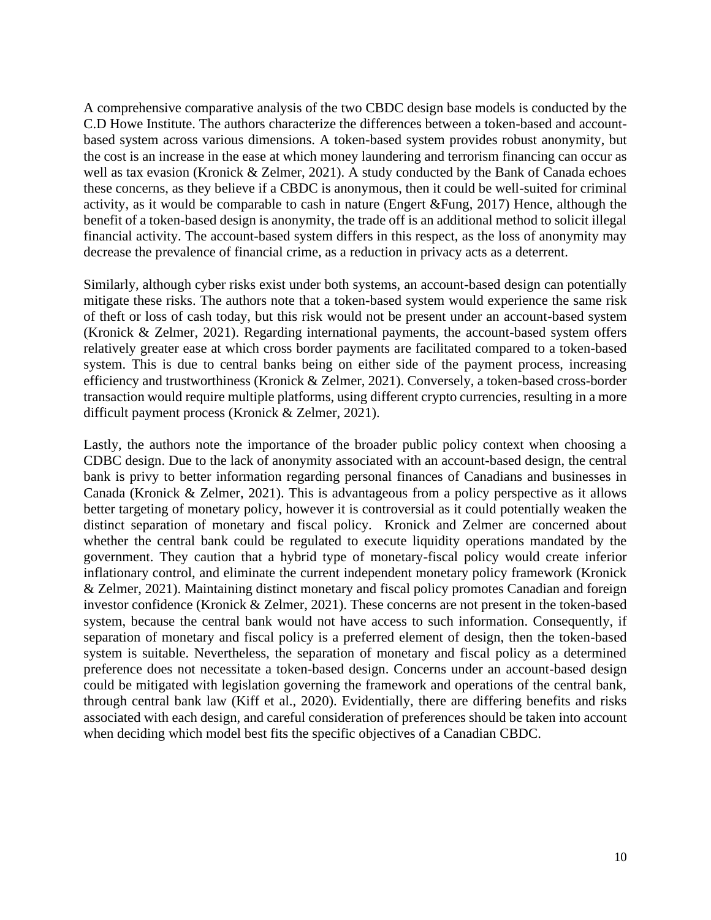A comprehensive comparative analysis of the two CBDC design base models is conducted by the C.D Howe Institute. The authors characterize the differences between a token-based and account-based system across various dimensions. A token-based system provides robust anonymity, but the cost is an increase in the ease at which money laundering and terrorism financing can occur as well as tax evasion (Kronick & Zelmer, 2021). A study conducted by the Bank of Canada echoes these concerns, as they believe if a CBDC is anonymous, then it could be well-suited for criminal activity, as it would be comparable to cash in nature (Engert &Fung, 2017) Hence, although the benefit of a token-based design is anonymity, the trade off is an additional method to solicit illegal financial activity. The account-based system differs in this respect, as the loss of anonymity may decrease the prevalence of financial crime, as a reduction in privacy acts as a deterrent.

Similarly, although cyber risks exist under both systems, an account-based design can potentially mitigate these risks. The authors note that a token-based system would experience the same risk of theft or loss of cash today, but this risk would not be present under an account-based system (Kronick & Zelmer, 2021). Regarding international payments, the account-based system offers relatively greater ease at which cross border payments are facilitated compared to a token-based system. This is due to central banks being on either side of the payment process, increasing efficiency and trustworthiness (Kronick & Zelmer, 2021). Conversely, a token-based cross-border transaction would require multiple platforms, using different crypto currencies, resulting in a more difficult payment process (Kronick & Zelmer, 2021).

Lastly, the authors note the importance of the broader public policy context when choosing a CDBC design. Due to the lack of anonymity associated with an account-based design, the central bank is privy to better information regarding personal finances of Canadians and businesses in Canada (Kronick & Zelmer, 2021). This is advantageous from a policy perspective as it allows better targeting of monetary policy, however it is controversial as it could potentially weaken the distinct separation of monetary and fiscal policy. Kronick and Zelmer are concerned about whether the central bank could be regulated to execute liquidity operations mandated by the government. They caution that a hybrid type of monetary-fiscal policy would create inferior inflationary control, and eliminate the current independent monetary policy framework (Kronick & Zelmer, 2021). Maintaining distinct monetary and fiscal policy promotes Canadian and foreign investor confidence (Kronick & Zelmer, 2021). These concerns are not present in the token-based system, because the central bank would not have access to such information. Consequently, if separation of monetary and fiscal policy is a preferred element of design, then the token-based system is suitable. Nevertheless, the separation of monetary and fiscal policy as a determined preference does not necessitate a token-based design. Concerns under an account-based design could be mitigated with legislation governing the framework and operations of the central bank, through central bank law (Kiff et al., 2020). Evidentially, there are differing benefits and risks associated with each design, and careful consideration of preferences should be taken into account when deciding which model best fits the specific objectives of a Canadian CBDC.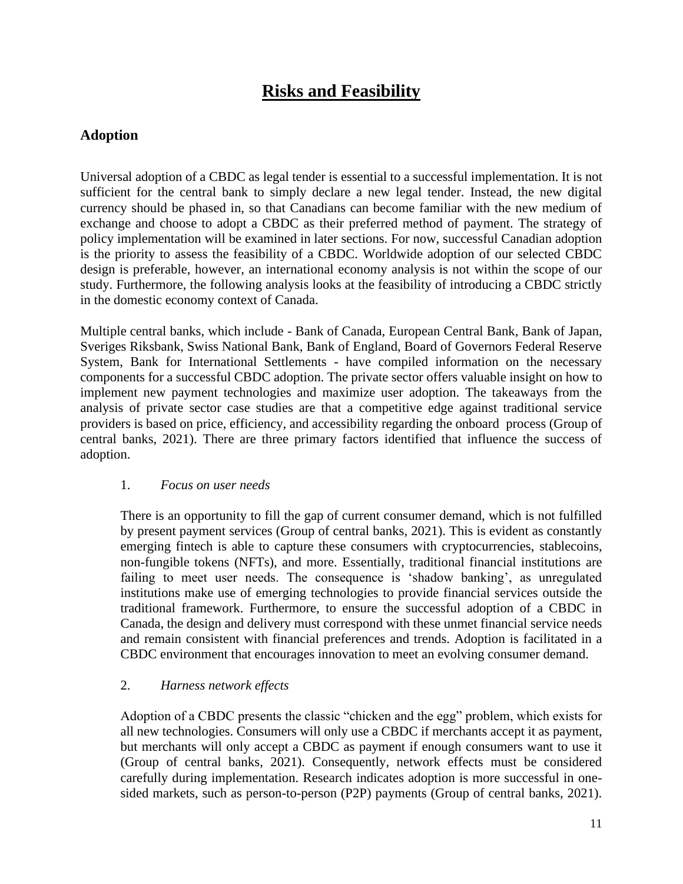# Risks and Feasibility

## Adoption

Universal adoption of a CBDC as legal tender is essential to a successful implementation. It is not sufficient for the central bank to simply declare a new legal tender. Instead, the new digital currency should be phased in, so that Canadians can become familiar with the new medium of exchange and choose to adopt a CBDC as their preferred method of payment. The strategy of policy implementation will be examined in later sections. For now, successful Canadian adoption is the priority to assess the feasibility of a CBDC. Worldwide adoption of our selected CBDC design is preferable, however, an international economy analysis is not within the scope of our study. Furthermore, the following analysis looks at the feasibility of introducing a CBDC strictly in the domestic economy context of Canada.

Multiple central banks, which include - Bank of Canada, European Central Bank, Bank of Japan, Sveriges Riksbank, Swiss National Bank, Bank of England, Board of Governors Federal Reserve System, Bank for International Settlements - have compiled information on the necessary components for a successful CBDC adoption. The private sector offers valuable insight on how to implement new payment technologies and maximize user adoption. The takeaways from the analysis of private sector case studies are that a competitive edge against traditional service providers is based on price, efficiency, and accessibility regarding the onboard process (Group of central banks, 2021). There are three primary factors identified that influence the success of adoption.

1. *Focus on user needs*

   There is an opportunity to fill the gap of current consumer demand, which is not fulfilled by present payment services (Group of central banks, 2021). This is evident as constantly emerging fintech is able to capture these consumers with cryptocurrencies, stablecoins, non-fungible tokens (NFTs), and more. Essentially, traditional financial institutions are failing to meet user needs. The consequence is 'shadow banking', as unregulated institutions make use of emerging technologies to provide financial services outside the traditional framework. Furthermore, to ensure the successful adoption of a CBDC in Canada, the design and delivery must correspond with these unmet financial service needs and remain consistent with financial preferences and trends. Adoption is facilitated in a CBDC environment that encourages innovation to meet an evolving consumer demand.

2. *Harness network effects*

   Adoption of a CBDC presents the classic "chicken and the egg" problem, which exists for all new technologies. Consumers will only use a CBDC if merchants accept it as payment, but merchants will only accept a CBDC as payment if enough consumers want to use it (Group of central banks, 2021). Consequently, network effects must be considered carefully during implementation. Research indicates adoption is more successful in one-sided markets, such as person-to-person (P2P) payments (Group of central banks, 2021).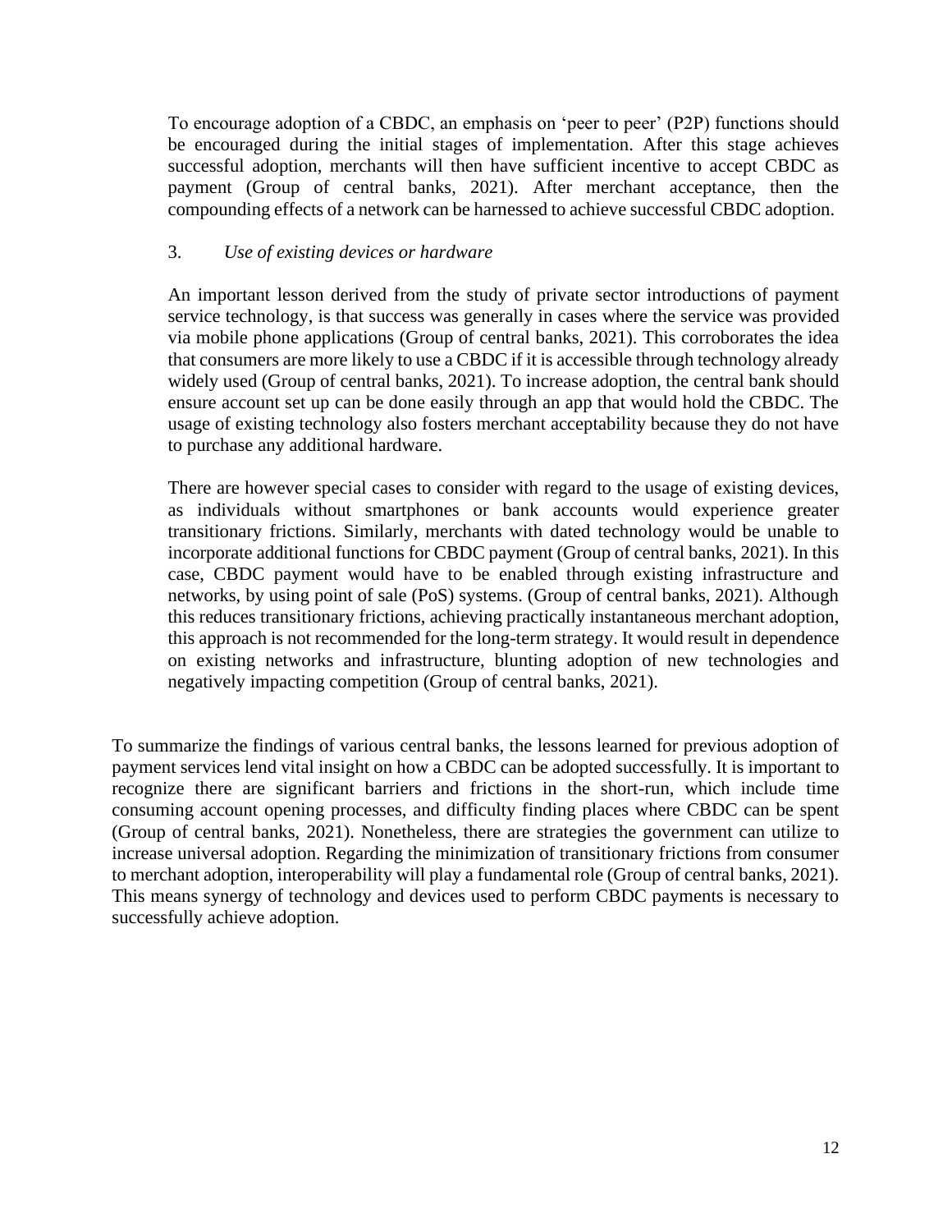To encourage adoption of a CBDC, an emphasis on 'peer to peer' (P2P) functions should be encouraged during the initial stages of implementation. After this stage achieves successful adoption, merchants will then have sufficient incentive to accept CBDC as payment (Group of central banks, 2021). After merchant acceptance, then the compounding effects of a network can be harnessed to achieve successful CBDC adoption.

3. *Use of existing devices or hardware*

An important lesson derived from the study of private sector introductions of payment service technology, is that success was generally in cases where the service was provided via mobile phone applications (Group of central banks, 2021). This corroborates the idea that consumers are more likely to use a CBDC if it is accessible through technology already widely used (Group of central banks, 2021). To increase adoption, the central bank should ensure account set up can be done easily through an app that would hold the CBDC. The usage of existing technology also fosters merchant acceptability because they do not have to purchase any additional hardware.

There are however special cases to consider with regard to the usage of existing devices, as individuals without smartphones or bank accounts would experience greater transitionary frictions. Similarly, merchants with dated technology would be unable to incorporate additional functions for CBDC payment (Group of central banks, 2021). In this case, CBDC payment would have to be enabled through existing infrastructure and networks, by using point of sale (PoS) systems. (Group of central banks, 2021). Although this reduces transitionary frictions, achieving practically instantaneous merchant adoption, this approach is not recommended for the long-term strategy. It would result in dependence on existing networks and infrastructure, blunting adoption of new technologies and negatively impacting competition (Group of central banks, 2021).

To summarize the findings of various central banks, the lessons learned for previous adoption of payment services lend vital insight on how a CBDC can be adopted successfully. It is important to recognize there are significant barriers and frictions in the short-run, which include time consuming account opening processes, and difficulty finding places where CBDC can be spent (Group of central banks, 2021). Nonetheless, there are strategies the government can utilize to increase universal adoption. Regarding the minimization of transitionary frictions from consumer to merchant adoption, interoperability will play a fundamental role (Group of central banks, 2021). This means synergy of technology and devices used to perform CBDC payments is necessary to successfully achieve adoption.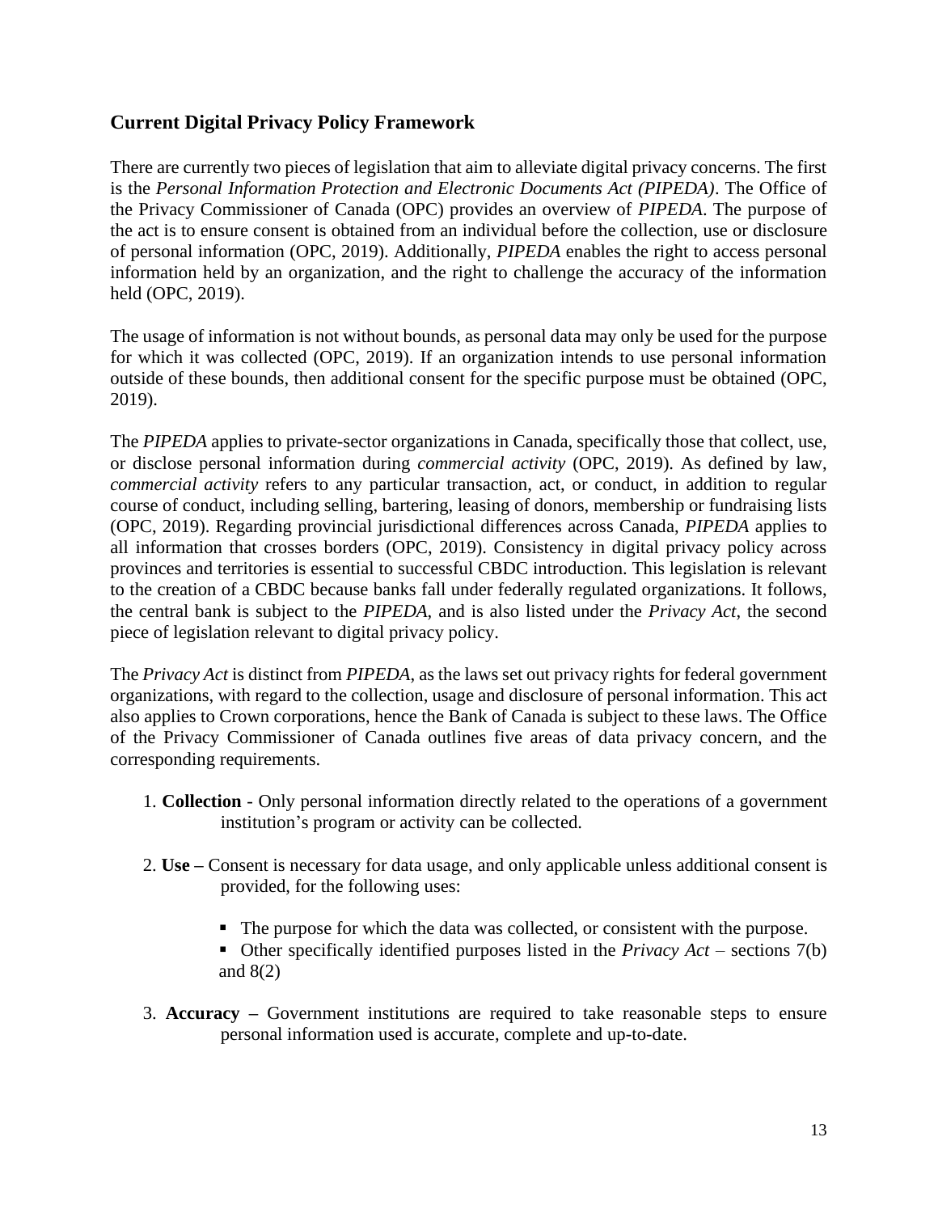## Current Digital Privacy Policy Framework

There are currently two pieces of legislation that aim to alleviate digital privacy concerns. The first is the *Personal Information Protection and Electronic Documents Act (PIPEDA)*. The Office of the Privacy Commissioner of Canada (OPC) provides an overview of *PIPEDA*. The purpose of the act is to ensure consent is obtained from an individual before the collection, use or disclosure of personal information (OPC, 2019). Additionally, *PIPEDA* enables the right to access personal information held by an organization, and the right to challenge the accuracy of the information held (OPC, 2019).

The usage of information is not without bounds, as personal data may only be used for the purpose for which it was collected (OPC, 2019). If an organization intends to use personal information outside of these bounds, then additional consent for the specific purpose must be obtained (OPC, 2019).

The *PIPEDA* applies to private-sector organizations in Canada, specifically those that collect, use, or disclose personal information during *commercial activity* (OPC, 2019). As defined by law, *commercial activity* refers to any particular transaction, act, or conduct, in addition to regular course of conduct, including selling, bartering, leasing of donors, membership or fundraising lists (OPC, 2019). Regarding provincial jurisdictional differences across Canada, *PIPEDA* applies to all information that crosses borders (OPC, 2019). Consistency in digital privacy policy across provinces and territories is essential to successful CBDC introduction. This legislation is relevant to the creation of a CBDC because banks fall under federally regulated organizations. It follows, the central bank is subject to the *PIPEDA*, and is also listed under the *Privacy Act*, the second piece of legislation relevant to digital privacy policy.

The *Privacy Act* is distinct from *PIPEDA*, as the laws set out privacy rights for federal government organizations, with regard to the collection, usage and disclosure of personal information. This act also applies to Crown corporations, hence the Bank of Canada is subject to these laws. The Office of the Privacy Commissioner of Canada outlines five areas of data privacy concern, and the corresponding requirements.

1. **Collection** - Only personal information directly related to the operations of a government institution's program or activity can be collected.

2. **Use –** Consent is necessary for data usage, and only applicable unless additional consent is provided, for the following uses:

    - The purpose for which the data was collected, or consistent with the purpose.
    - Other specifically identified purposes listed in the *Privacy Act* – sections 7(b) and 8(2)

3. **Accuracy –** Government institutions are required to take reasonable steps to ensure personal information used is accurate, complete and up-to-date.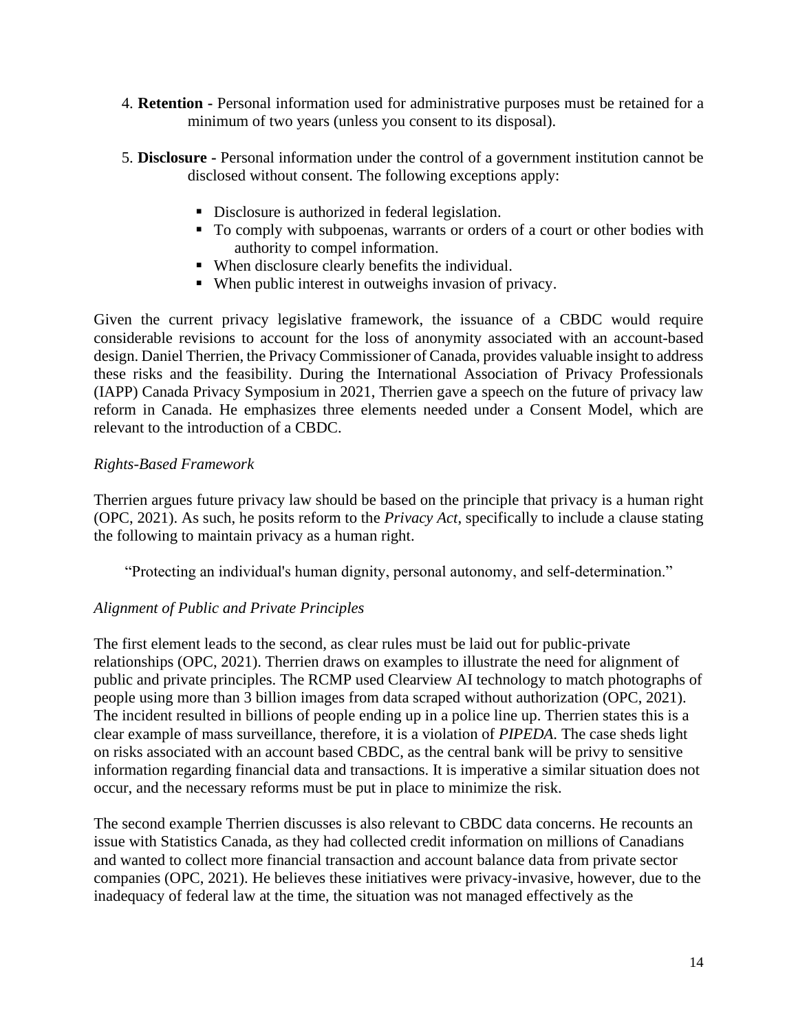4. **Retention** - Personal information used for administrative purposes must be retained for a minimum of two years (unless you consent to its disposal).

5. **Disclosure** - Personal information under the control of a government institution cannot be disclosed without consent. The following exceptions apply:

   - Disclosure is authorized in federal legislation.
   - To comply with subpoenas, warrants or orders of a court or other bodies with authority to compel information.
   - When disclosure clearly benefits the individual.
   - When public interest in outweighs invasion of privacy.

Given the current privacy legislative framework, the issuance of a CBDC would require considerable revisions to account for the loss of anonymity associated with an account-based design. Daniel Therrien, the Privacy Commissioner of Canada, provides valuable insight to address these risks and the feasibility. During the International Association of Privacy Professionals (IAPP) Canada Privacy Symposium in 2021, Therrien gave a speech on the future of privacy law reform in Canada. He emphasizes three elements needed under a Consent Model, which are relevant to the introduction of a CBDC.

*Rights-Based Framework*

Therrien argues future privacy law should be based on the principle that privacy is a human right (OPC, 2021). As such, he posits reform to the *Privacy Act*, specifically to include a clause stating the following to maintain privacy as a human right.

"Protecting an individual's human dignity, personal autonomy, and self-determination."

*Alignment of Public and Private Principles*

The first element leads to the second, as clear rules must be laid out for public-private relationships (OPC, 2021). Therrien draws on examples to illustrate the need for alignment of public and private principles. The RCMP used Clearview AI technology to match photographs of people using more than 3 billion images from data scraped without authorization (OPC, 2021). The incident resulted in billions of people ending up in a police line up. Therrien states this is a clear example of mass surveillance, therefore, it is a violation of *PIPEDA*. The case sheds light on risks associated with an account based CBDC, as the central bank will be privy to sensitive information regarding financial data and transactions. It is imperative a similar situation does not occur, and the necessary reforms must be put in place to minimize the risk.

The second example Therrien discusses is also relevant to CBDC data concerns. He recounts an issue with Statistics Canada, as they had collected credit information on millions of Canadians and wanted to collect more financial transaction and account balance data from private sector companies (OPC, 2021). He believes these initiatives were privacy-invasive, however, due to the inadequacy of federal law at the time, the situation was not managed effectively as the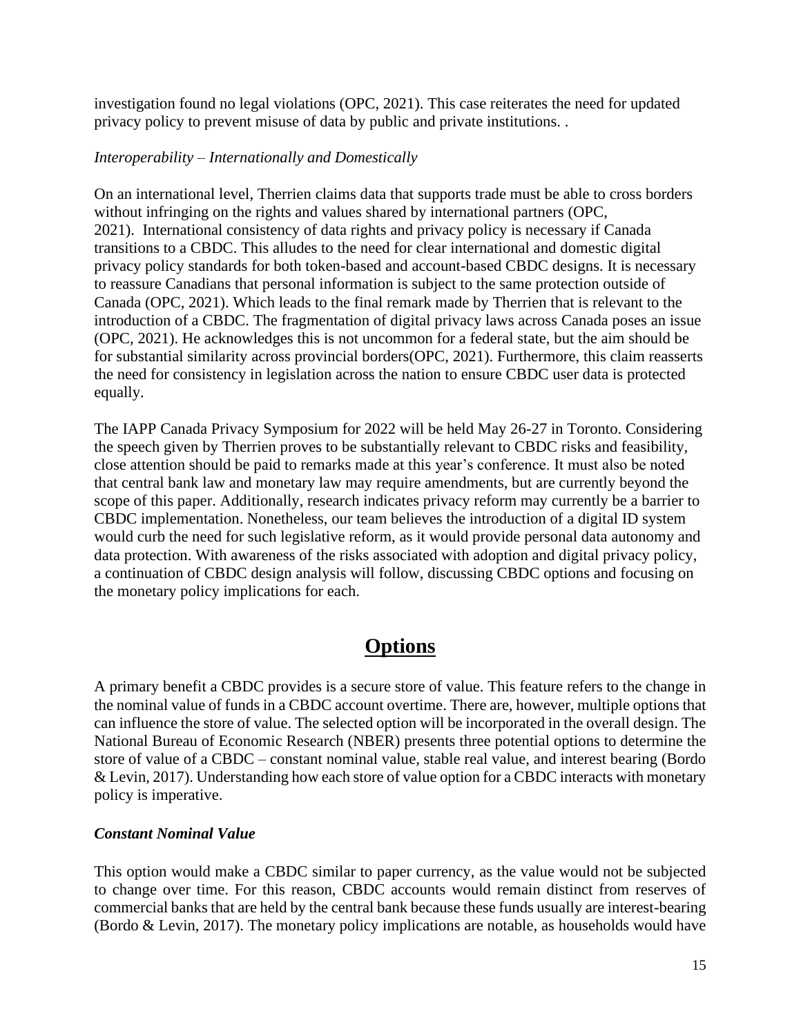investigation found no legal violations (OPC, 2021). This case reiterates the need for updated privacy policy to prevent misuse of data by public and private institutions. .

*Interoperability – Internationally and Domestically*

On an international level, Therrien claims data that supports trade must be able to cross borders without infringing on the rights and values shared by international partners (OPC, 2021). International consistency of data rights and privacy policy is necessary if Canada transitions to a CBDC. This alludes to the need for clear international and domestic digital privacy policy standards for both token-based and account-based CBDC designs. It is necessary to reassure Canadians that personal information is subject to the same protection outside of Canada (OPC, 2021). Which leads to the final remark made by Therrien that is relevant to the introduction of a CBDC. The fragmentation of digital privacy laws across Canada poses an issue (OPC, 2021). He acknowledges this is not uncommon for a federal state, but the aim should be for substantial similarity across provincial borders(OPC, 2021). Furthermore, this claim reasserts the need for consistency in legislation across the nation to ensure CBDC user data is protected equally.

The IAPP Canada Privacy Symposium for 2022 will be held May 26-27 in Toronto. Considering the speech given by Therrien proves to be substantially relevant to CBDC risks and feasibility, close attention should be paid to remarks made at this year's conference. It must also be noted that central bank law and monetary law may require amendments, but are currently beyond the scope of this paper. Additionally, research indicates privacy reform may currently be a barrier to CBDC implementation. Nonetheless, our team believes the introduction of a digital ID system would curb the need for such legislative reform, as it would provide personal data autonomy and data protection. With awareness of the risks associated with adoption and digital privacy policy, a continuation of CBDC design analysis will follow, discussing CBDC options and focusing on the monetary policy implications for each.

# Options

A primary benefit a CBDC provides is a secure store of value. This feature refers to the change in the nominal value of funds in a CBDC account overtime. There are, however, multiple options that can influence the store of value. The selected option will be incorporated in the overall design. The National Bureau of Economic Research (NBER) presents three potential options to determine the store of value of a CBDC – constant nominal value, stable real value, and interest bearing (Bordo & Levin, 2017). Understanding how each store of value option for a CBDC interacts with monetary policy is imperative.

***Constant Nominal Value***

This option would make a CBDC similar to paper currency, as the value would not be subjected to change over time. For this reason, CBDC accounts would remain distinct from reserves of commercial banks that are held by the central bank because these funds usually are interest-bearing (Bordo & Levin, 2017). The monetary policy implications are notable, as households would have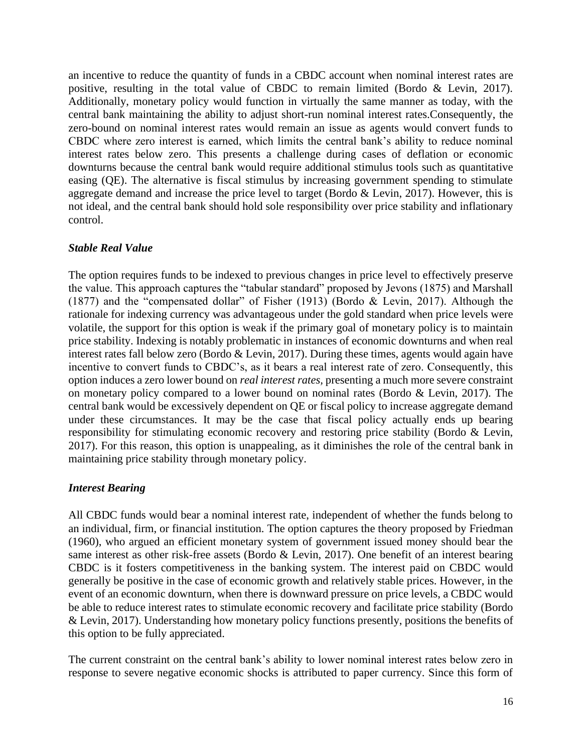an incentive to reduce the quantity of funds in a CBDC account when nominal interest rates are positive, resulting in the total value of CBDC to remain limited (Bordo & Levin, 2017). Additionally, monetary policy would function in virtually the same manner as today, with the central bank maintaining the ability to adjust short-run nominal interest rates.Consequently, the zero-bound on nominal interest rates would remain an issue as agents would convert funds to CBDC where zero interest is earned, which limits the central bank's ability to reduce nominal interest rates below zero. This presents a challenge during cases of deflation or economic downturns because the central bank would require additional stimulus tools such as quantitative easing (QE). The alternative is fiscal stimulus by increasing government spending to stimulate aggregate demand and increase the price level to target (Bordo & Levin, 2017). However, this is not ideal, and the central bank should hold sole responsibility over price stability and inflationary control.

### *Stable Real Value*

The option requires funds to be indexed to previous changes in price level to effectively preserve the value. This approach captures the "tabular standard" proposed by Jevons (1875) and Marshall (1877) and the "compensated dollar" of Fisher (1913) (Bordo & Levin, 2017). Although the rationale for indexing currency was advantageous under the gold standard when price levels were volatile, the support for this option is weak if the primary goal of monetary policy is to maintain price stability. Indexing is notably problematic in instances of economic downturns and when real interest rates fall below zero (Bordo & Levin, 2017). During these times, agents would again have incentive to convert funds to CBDC's, as it bears a real interest rate of zero. Consequently, this option induces a zero lower bound on *real interest rates*, presenting a much more severe constraint on monetary policy compared to a lower bound on nominal rates (Bordo & Levin, 2017). The central bank would be excessively dependent on QE or fiscal policy to increase aggregate demand under these circumstances. It may be the case that fiscal policy actually ends up bearing responsibility for stimulating economic recovery and restoring price stability (Bordo & Levin, 2017). For this reason, this option is unappealing, as it diminishes the role of the central bank in maintaining price stability through monetary policy.

### *Interest Bearing*

All CBDC funds would bear a nominal interest rate, independent of whether the funds belong to an individual, firm, or financial institution. The option captures the theory proposed by Friedman (1960), who argued an efficient monetary system of government issued money should bear the same interest as other risk-free assets (Bordo & Levin, 2017). One benefit of an interest bearing CBDC is it fosters competitiveness in the banking system. The interest paid on CBDC would generally be positive in the case of economic growth and relatively stable prices. However, in the event of an economic downturn, when there is downward pressure on price levels, a CBDC would be able to reduce interest rates to stimulate economic recovery and facilitate price stability (Bordo & Levin, 2017). Understanding how monetary policy functions presently, positions the benefits of this option to be fully appreciated.

The current constraint on the central bank's ability to lower nominal interest rates below zero in response to severe negative economic shocks is attributed to paper currency. Since this form of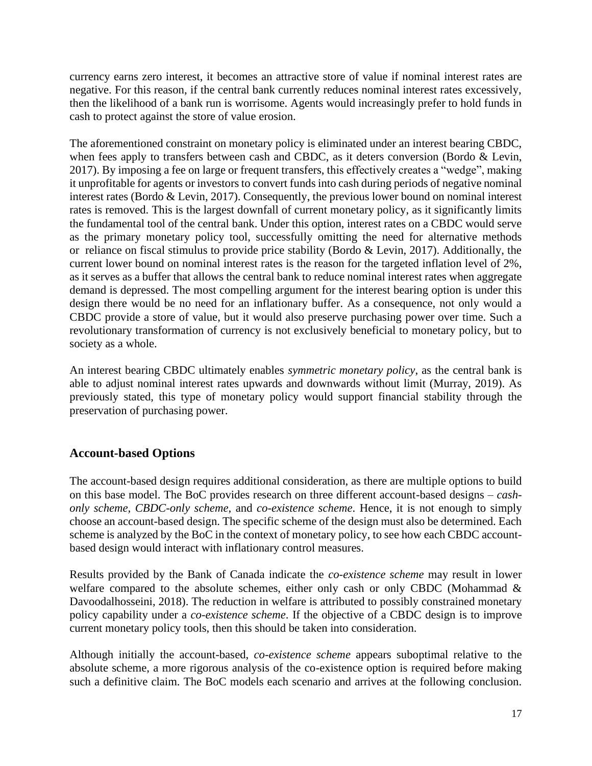currency earns zero interest, it becomes an attractive store of value if nominal interest rates are negative. For this reason, if the central bank currently reduces nominal interest rates excessively, then the likelihood of a bank run is worrisome. Agents would increasingly prefer to hold funds in cash to protect against the store of value erosion.

The aforementioned constraint on monetary policy is eliminated under an interest bearing CBDC, when fees apply to transfers between cash and CBDC, as it deters conversion (Bordo & Levin, 2017). By imposing a fee on large or frequent transfers, this effectively creates a "wedge", making it unprofitable for agents or investors to convert funds into cash during periods of negative nominal interest rates (Bordo & Levin, 2017). Consequently, the previous lower bound on nominal interest rates is removed. This is the largest downfall of current monetary policy, as it significantly limits the fundamental tool of the central bank. Under this option, interest rates on a CBDC would serve as the primary monetary policy tool, successfully omitting the need for alternative methods or reliance on fiscal stimulus to provide price stability (Bordo & Levin, 2017). Additionally, the current lower bound on nominal interest rates is the reason for the targeted inflation level of 2%, as it serves as a buffer that allows the central bank to reduce nominal interest rates when aggregate demand is depressed. The most compelling argument for the interest bearing option is under this design there would be no need for an inflationary buffer. As a consequence, not only would a CBDC provide a store of value, but it would also preserve purchasing power over time. Such a revolutionary transformation of currency is not exclusively beneficial to monetary policy, but to society as a whole.

An interest bearing CBDC ultimately enables *symmetric monetary policy*, as the central bank is able to adjust nominal interest rates upwards and downwards without limit (Murray, 2019). As previously stated, this type of monetary policy would support financial stability through the preservation of purchasing power.

## Account-based Options

The account-based design requires additional consideration, as there are multiple options to build on this base model. The BoC provides research on three different account-based designs – *cash-only scheme*, *CBDC-only scheme*, and *co-existence scheme*. Hence, it is not enough to simply choose an account-based design. The specific scheme of the design must also be determined. Each scheme is analyzed by the BoC in the context of monetary policy, to see how each CBDC account-based design would interact with inflationary control measures.

Results provided by the Bank of Canada indicate the *co-existence scheme* may result in lower welfare compared to the absolute schemes, either only cash or only CBDC (Mohammad & Davoodalhosseini, 2018). The reduction in welfare is attributed to possibly constrained monetary policy capability under a *co-existence scheme*. If the objective of a CBDC design is to improve current monetary policy tools, then this should be taken into consideration.

Although initially the account-based, *co-existence scheme* appears suboptimal relative to the absolute scheme, a more rigorous analysis of the co-existence option is required before making such a definitive claim. The BoC models each scenario and arrives at the following conclusion.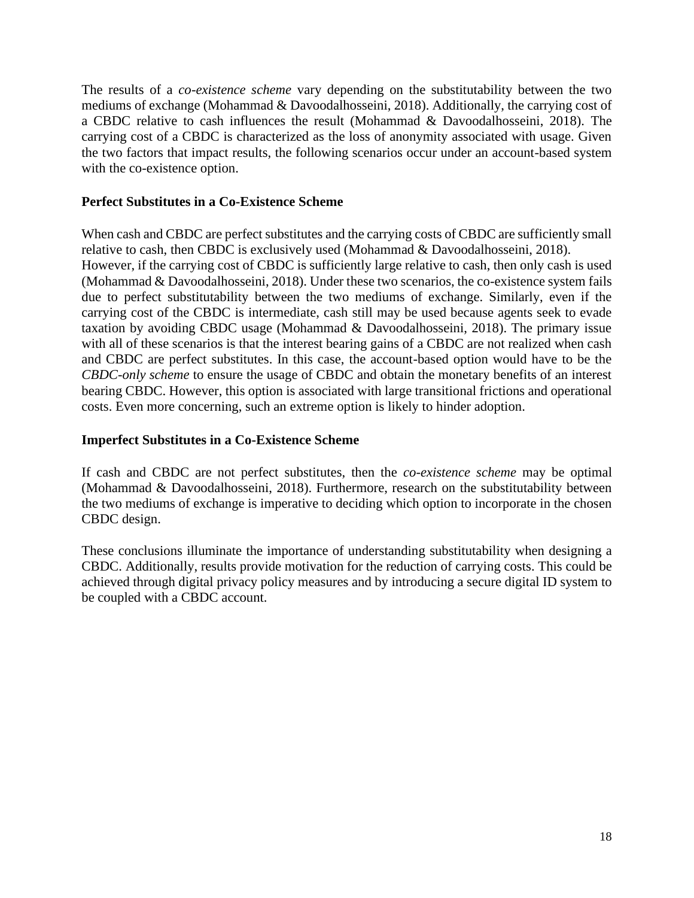The results of a *co-existence scheme* vary depending on the substitutability between the two mediums of exchange (Mohammad & Davoodalhosseini, 2018). Additionally, the carrying cost of a CBDC relative to cash influences the result (Mohammad & Davoodalhosseini, 2018). The carrying cost of a CBDC is characterized as the loss of anonymity associated with usage. Given the two factors that impact results, the following scenarios occur under an account-based system with the co-existence option.

**Perfect Substitutes in a Co-Existence Scheme**

When cash and CBDC are perfect substitutes and the carrying costs of CBDC are sufficiently small relative to cash, then CBDC is exclusively used (Mohammad & Davoodalhosseini, 2018). However, if the carrying cost of CBDC is sufficiently large relative to cash, then only cash is used (Mohammad & Davoodalhosseini, 2018). Under these two scenarios, the co-existence system fails due to perfect substitutability between the two mediums of exchange. Similarly, even if the carrying cost of the CBDC is intermediate, cash still may be used because agents seek to evade taxation by avoiding CBDC usage (Mohammad & Davoodalhosseini, 2018). The primary issue with all of these scenarios is that the interest bearing gains of a CBDC are not realized when cash and CBDC are perfect substitutes. In this case, the account-based option would have to be the *CBDC-only scheme* to ensure the usage of CBDC and obtain the monetary benefits of an interest bearing CBDC. However, this option is associated with large transitional frictions and operational costs. Even more concerning, such an extreme option is likely to hinder adoption.

**Imperfect Substitutes in a Co-Existence Scheme**

If cash and CBDC are not perfect substitutes, then the *co-existence scheme* may be optimal (Mohammad & Davoodalhosseini, 2018). Furthermore, research on the substitutability between the two mediums of exchange is imperative to deciding which option to incorporate in the chosen CBDC design.

These conclusions illuminate the importance of understanding substitutability when designing a CBDC. Additionally, results provide motivation for the reduction of carrying costs. This could be achieved through digital privacy policy measures and by introducing a secure digital ID system to be coupled with a CBDC account.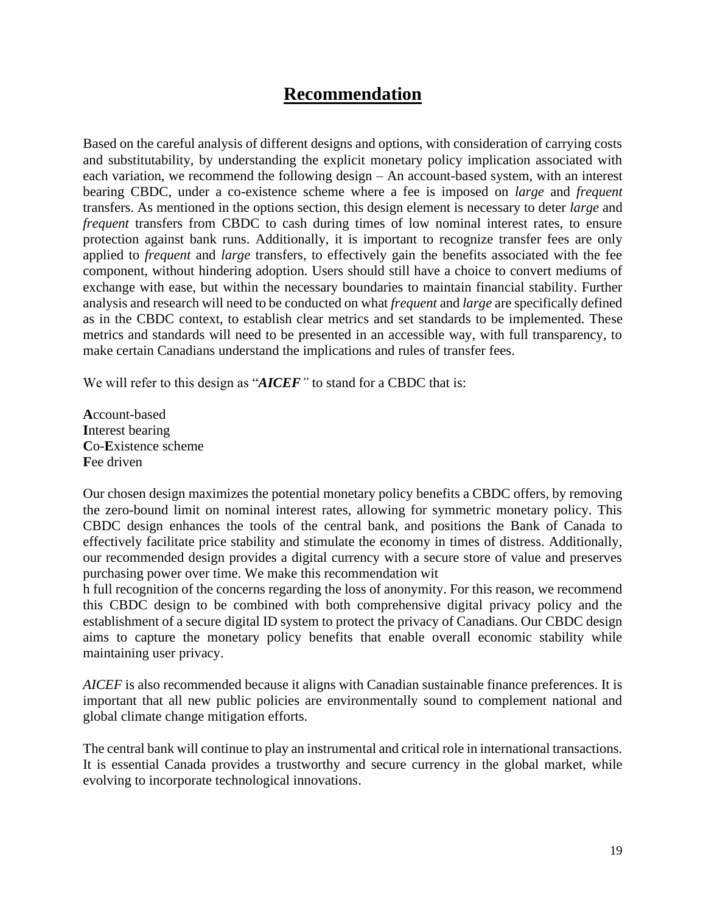# Recommendation

Based on the careful analysis of different designs and options, with consideration of carrying costs and substitutability, by understanding the explicit monetary policy implication associated with each variation, we recommend the following design – An account-based system, with an interest bearing CBDC, under a co-existence scheme where a fee is imposed on *large* and *frequent* transfers. As mentioned in the options section, this design element is necessary to deter *large* and *frequent* transfers from CBDC to cash during times of low nominal interest rates, to ensure protection against bank runs. Additionally, it is important to recognize transfer fees are only applied to *frequent* and *large* transfers, to effectively gain the benefits associated with the fee component, without hindering adoption. Users should still have a choice to convert mediums of exchange with ease, but within the necessary boundaries to maintain financial stability. Further analysis and research will need to be conducted on what *frequent* and *large* are specifically defined as in the CBDC context, to establish clear metrics and set standards to be implemented. These metrics and standards will need to be presented in an accessible way, with full transparency, to make certain Canadians understand the implications and rules of transfer fees.

We will refer to this design as "***AICEF***" to stand for a CBDC that is:

**A**ccount-based
**I**nterest bearing
**C**o-**E**xistence scheme
**F**ee driven

Our chosen design maximizes the potential monetary policy benefits a CBDC offers, by removing the zero-bound limit on nominal interest rates, allowing for symmetric monetary policy. This CBDC design enhances the tools of the central bank, and positions the Bank of Canada to effectively facilitate price stability and stimulate the economy in times of distress. Additionally, our recommended design provides a digital currency with a secure store of value and preserves purchasing power over time. We make this recommendation wit
h full recognition of the concerns regarding the loss of anonymity. For this reason, we recommend this CBDC design to be combined with both comprehensive digital privacy policy and the establishment of a secure digital ID system to protect the privacy of Canadians. Our CBDC design aims to capture the monetary policy benefits that enable overall economic stability while maintaining user privacy.

*AICEF* is also recommended because it aligns with Canadian sustainable finance preferences. It is important that all new public policies are environmentally sound to complement national and global climate change mitigation efforts.

The central bank will continue to play an instrumental and critical role in international transactions. It is essential Canada provides a trustworthy and secure currency in the global market, while evolving to incorporate technological innovations.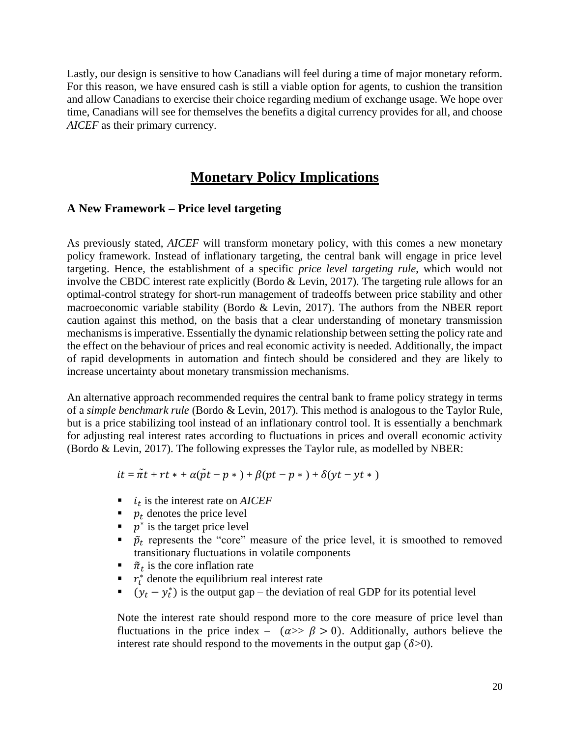Lastly, our design is sensitive to how Canadians will feel during a time of major monetary reform. For this reason, we have ensured cash is still a viable option for agents, to cushion the transition and allow Canadians to exercise their choice regarding medium of exchange usage. We hope over time, Canadians will see for themselves the benefits a digital currency provides for all, and choose *AICEF* as their primary currency.

# Monetary Policy Implications

## A New Framework – Price level targeting

As previously stated, *AICEF* will transform monetary policy, with this comes a new monetary policy framework. Instead of inflationary targeting, the central bank will engage in price level targeting. Hence, the establishment of a specific *price level targeting rule*, which would not involve the CBDC interest rate explicitly (Bordo & Levin, 2017). The targeting rule allows for an optimal-control strategy for short-run management of tradeoffs between price stability and other macroeconomic variable stability (Bordo & Levin, 2017). The authors from the NBER report caution against this method, on the basis that a clear understanding of monetary transmission mechanisms is imperative. Essentially the dynamic relationship between setting the policy rate and the effect on the behaviour of prices and real economic activity is needed. Additionally, the impact of rapid developments in automation and fintech should be considered and they are likely to increase uncertainty about monetary transmission mechanisms.

An alternative approach recommended requires the central bank to frame policy strategy in terms of a *simple benchmark rule* (Bordo & Levin, 2017). This method is analogous to the Taylor Rule, but is a price stabilizing tool instead of an inflationary control tool. It is essentially a benchmark for adjusting real interest rates according to fluctuations in prices and overall economic activity (Bordo & Levin, 2017). The following expresses the Taylor rule, as modelled by NBER:

$$it = \tilde{\pi}t + rt* + \alpha(\tilde{p}t - p*) + \beta(pt - p*) + \delta(yt - yt*)$$

- $i_t$ is the interest rate on *AICEF*
- $p_t$ denotes the price level
- $p^*$ is the target price level
- $\tilde{p}_t$ represents the "core" measure of the price level, it is smoothed to removed transitionary fluctuations in volatile components
- $\tilde{\pi}_t$ is the core inflation rate
- $r_t^*$ denote the equilibrium real interest rate
- $(y_t - y_t^*)$ is the output gap – the deviation of real GDP for its potential level

Note the interest rate should respond more to the core measure of price level than fluctuations in the price index – $(\alpha >> \beta > 0)$. Additionally, authors believe the interest rate should respond to the movements in the output gap ($\delta$>0).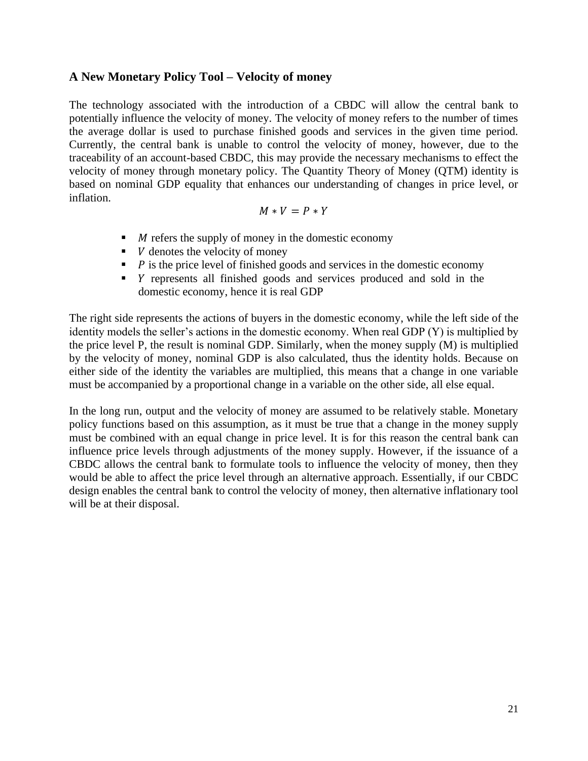## A New Monetary Policy Tool – Velocity of money

The technology associated with the introduction of a CBDC will allow the central bank to potentially influence the velocity of money. The velocity of money refers to the number of times the average dollar is used to purchase finished goods and services in the given time period. Currently, the central bank is unable to control the velocity of money, however, due to the traceability of an account-based CBDC, this may provide the necessary mechanisms to effect the velocity of money through monetary policy. The Quantity Theory of Money (QTM) identity is based on nominal GDP equality that enhances our understanding of changes in price level, or inflation.

$$M * V = P * Y$$

- $M$ refers the supply of money in the domestic economy
- $V$ denotes the velocity of money
- $P$ is the price level of finished goods and services in the domestic economy
- $Y$ represents all finished goods and services produced and sold in the domestic economy, hence it is real GDP

The right side represents the actions of buyers in the domestic economy, while the left side of the identity models the seller's actions in the domestic economy. When real GDP (Y) is multiplied by the price level P, the result is nominal GDP. Similarly, when the money supply (M) is multiplied by the velocity of money, nominal GDP is also calculated, thus the identity holds. Because on either side of the identity the variables are multiplied, this means that a change in one variable must be accompanied by a proportional change in a variable on the other side, all else equal.

In the long run, output and the velocity of money are assumed to be relatively stable. Monetary policy functions based on this assumption, as it must be true that a change in the money supply must be combined with an equal change in price level. It is for this reason the central bank can influence price levels through adjustments of the money supply. However, if the issuance of a CBDC allows the central bank to formulate tools to influence the velocity of money, then they would be able to affect the price level through an alternative approach. Essentially, if our CBDC design enables the central bank to control the velocity of money, then alternative inflationary tool will be at their disposal.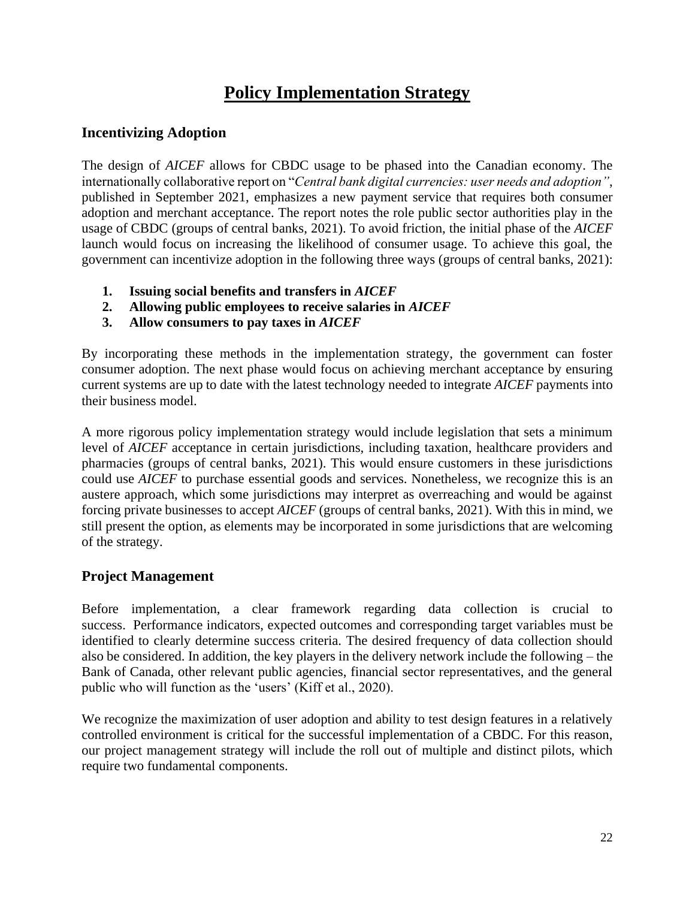# Policy Implementation Strategy

## Incentivizing Adoption

The design of *AICEF* allows for CBDC usage to be phased into the Canadian economy. The internationally collaborative report on "*Central bank digital currencies: user needs and adoption"*, published in September 2021, emphasizes a new payment service that requires both consumer adoption and merchant acceptance. The report notes the role public sector authorities play in the usage of CBDC (groups of central banks, 2021). To avoid friction, the initial phase of the *AICEF* launch would focus on increasing the likelihood of consumer usage. To achieve this goal, the government can incentivize adoption in the following three ways (groups of central banks, 2021):

1. **Issuing social benefits and transfers in *AICEF***
2. **Allowing public employees to receive salaries in *AICEF***
3. **Allow consumers to pay taxes in *AICEF***

By incorporating these methods in the implementation strategy, the government can foster consumer adoption. The next phase would focus on achieving merchant acceptance by ensuring current systems are up to date with the latest technology needed to integrate *AICEF* payments into their business model.

A more rigorous policy implementation strategy would include legislation that sets a minimum level of *AICEF* acceptance in certain jurisdictions, including taxation, healthcare providers and pharmacies (groups of central banks, 2021). This would ensure customers in these jurisdictions could use *AICEF* to purchase essential goods and services. Nonetheless, we recognize this is an austere approach, which some jurisdictions may interpret as overreaching and would be against forcing private businesses to accept *AICEF* (groups of central banks, 2021). With this in mind, we still present the option, as elements may be incorporated in some jurisdictions that are welcoming of the strategy.

## Project Management

Before implementation, a clear framework regarding data collection is crucial to success. Performance indicators, expected outcomes and corresponding target variables must be identified to clearly determine success criteria. The desired frequency of data collection should also be considered. In addition, the key players in the delivery network include the following – the Bank of Canada, other relevant public agencies, financial sector representatives, and the general public who will function as the 'users' (Kiff et al., 2020).

We recognize the maximization of user adoption and ability to test design features in a relatively controlled environment is critical for the successful implementation of a CBDC. For this reason, our project management strategy will include the roll out of multiple and distinct pilots, which require two fundamental components.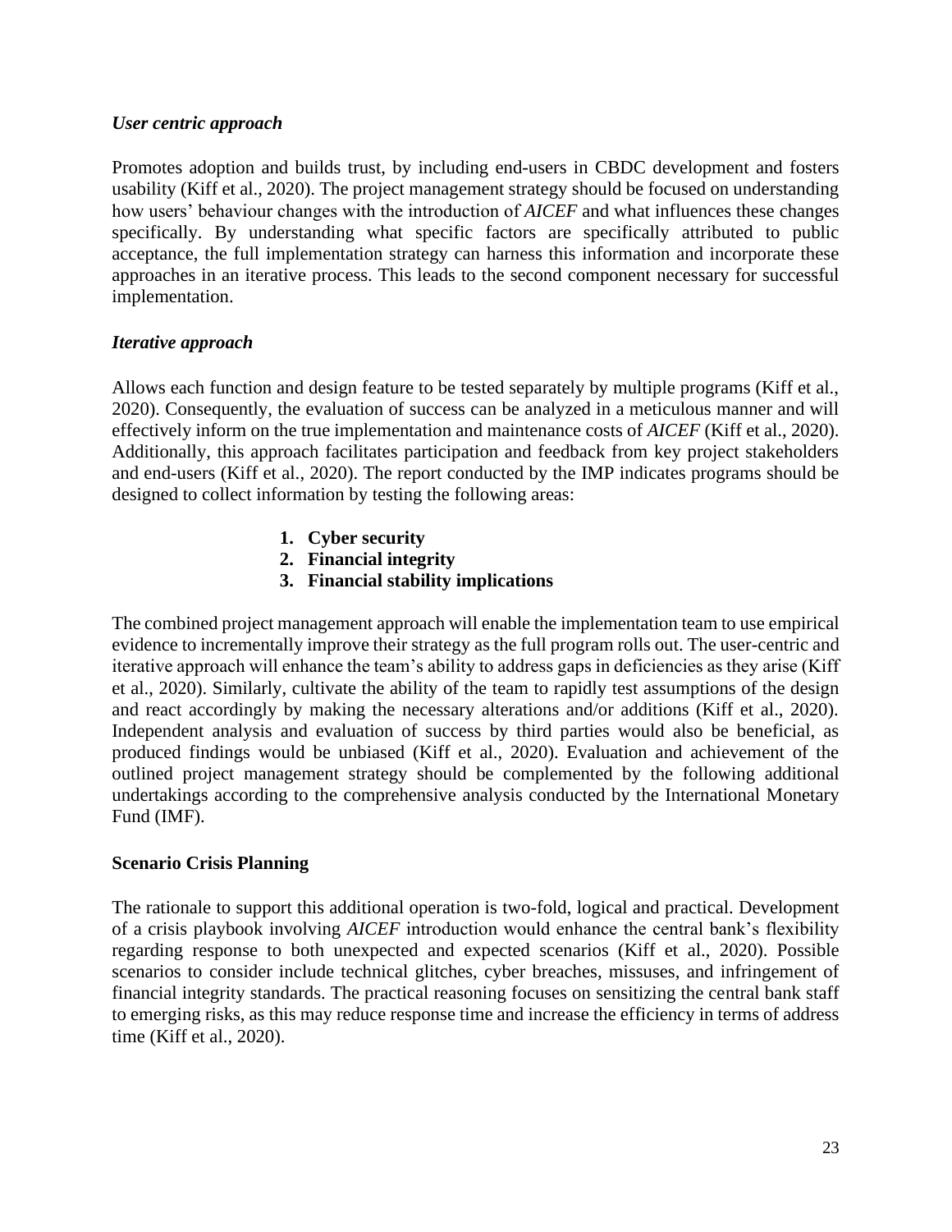### *User centric approach*

Promotes adoption and builds trust, by including end-users in CBDC development and fosters usability (Kiff et al., 2020). The project management strategy should be focused on understanding how users' behaviour changes with the introduction of *AICEF* and what influences these changes specifically. By understanding what specific factors are specifically attributed to public acceptance, the full implementation strategy can harness this information and incorporate these approaches in an iterative process. This leads to the second component necessary for successful implementation.

### *Iterative approach*

Allows each function and design feature to be tested separately by multiple programs (Kiff et al., 2020). Consequently, the evaluation of success can be analyzed in a meticulous manner and will effectively inform on the true implementation and maintenance costs of *AICEF* (Kiff et al., 2020). Additionally, this approach facilitates participation and feedback from key project stakeholders and end-users (Kiff et al., 2020). The report conducted by the IMP indicates programs should be designed to collect information by testing the following areas:

1. **Cyber security**
2. **Financial integrity**
3. **Financial stability implications**

The combined project management approach will enable the implementation team to use empirical evidence to incrementally improve their strategy as the full program rolls out. The user-centric and iterative approach will enhance the team's ability to address gaps in deficiencies as they arise (Kiff et al., 2020). Similarly, cultivate the ability of the team to rapidly test assumptions of the design and react accordingly by making the necessary alterations and/or additions (Kiff et al., 2020). Independent analysis and evaluation of success by third parties would also be beneficial, as produced findings would be unbiased (Kiff et al., 2020). Evaluation and achievement of the outlined project management strategy should be complemented by the following additional undertakings according to the comprehensive analysis conducted by the International Monetary Fund (IMF).

### **Scenario Crisis Planning**

The rationale to support this additional operation is two-fold, logical and practical. Development of a crisis playbook involving *AICEF* introduction would enhance the central bank's flexibility regarding response to both unexpected and expected scenarios (Kiff et al., 2020). Possible scenarios to consider include technical glitches, cyber breaches, missuses, and infringement of financial integrity standards. The practical reasoning focuses on sensitizing the central bank staff to emerging risks, as this may reduce response time and increase the efficiency in terms of address time (Kiff et al., 2020).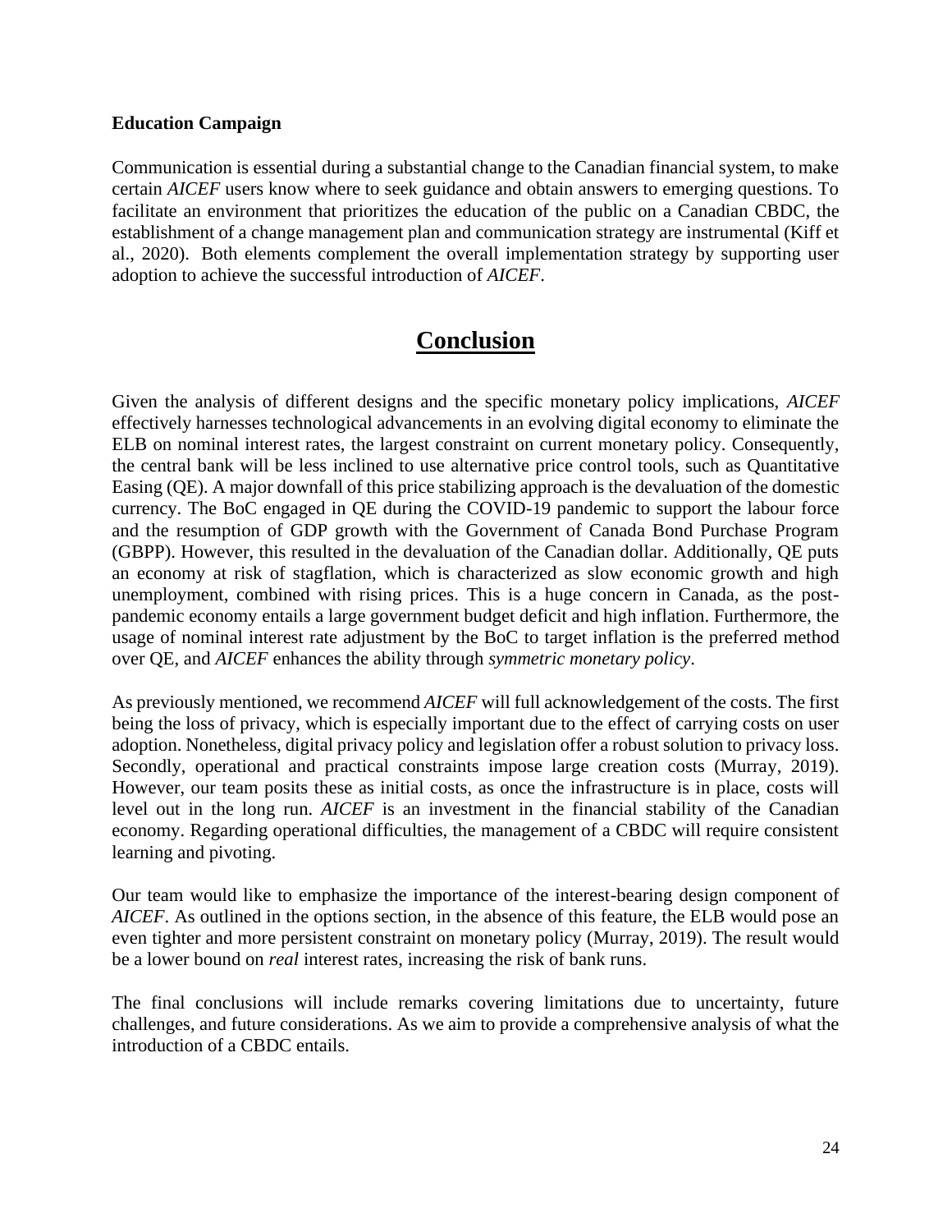**Education Campaign**

Communication is essential during a substantial change to the Canadian financial system, to make certain *AICEF* users know where to seek guidance and obtain answers to emerging questions. To facilitate an environment that prioritizes the education of the public on a Canadian CBDC, the establishment of a change management plan and communication strategy are instrumental (Kiff et al., 2020). Both elements complement the overall implementation strategy by supporting user adoption to achieve the successful introduction of *AICEF*.

# Conclusion

Given the analysis of different designs and the specific monetary policy implications, *AICEF* effectively harnesses technological advancements in an evolving digital economy to eliminate the ELB on nominal interest rates, the largest constraint on current monetary policy. Consequently, the central bank will be less inclined to use alternative price control tools, such as Quantitative Easing (QE). A major downfall of this price stabilizing approach is the devaluation of the domestic currency. The BoC engaged in QE during the COVID-19 pandemic to support the labour force and the resumption of GDP growth with the Government of Canada Bond Purchase Program (GBPP). However, this resulted in the devaluation of the Canadian dollar. Additionally, QE puts an economy at risk of stagflation, which is characterized as slow economic growth and high unemployment, combined with rising prices. This is a huge concern in Canada, as the post-pandemic economy entails a large government budget deficit and high inflation. Furthermore, the usage of nominal interest rate adjustment by the BoC to target inflation is the preferred method over QE, and *AICEF* enhances the ability through *symmetric monetary policy*.

As previously mentioned, we recommend *AICEF* will full acknowledgement of the costs. The first being the loss of privacy, which is especially important due to the effect of carrying costs on user adoption. Nonetheless, digital privacy policy and legislation offer a robust solution to privacy loss. Secondly, operational and practical constraints impose large creation costs (Murray, 2019). However, our team posits these as initial costs, as once the infrastructure is in place, costs will level out in the long run. *AICEF* is an investment in the financial stability of the Canadian economy. Regarding operational difficulties, the management of a CBDC will require consistent learning and pivoting.

Our team would like to emphasize the importance of the interest-bearing design component of *AICEF*. As outlined in the options section, in the absence of this feature, the ELB would pose an even tighter and more persistent constraint on monetary policy (Murray, 2019). The result would be a lower bound on *real* interest rates, increasing the risk of bank runs.

The final conclusions will include remarks covering limitations due to uncertainty, future challenges, and future considerations. As we aim to provide a comprehensive analysis of what the introduction of a CBDC entails.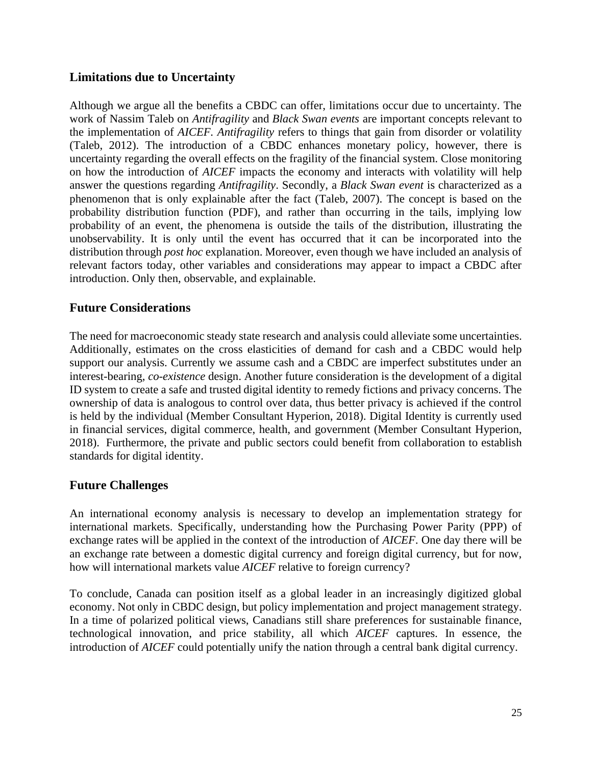## Limitations due to Uncertainty

Although we argue all the benefits a CBDC can offer, limitations occur due to uncertainty. The work of Nassim Taleb on *Antifragility* and *Black Swan events* are important concepts relevant to the implementation of *AICEF*. *Antifragility* refers to things that gain from disorder or volatility (Taleb, 2012). The introduction of a CBDC enhances monetary policy, however, there is uncertainty regarding the overall effects on the fragility of the financial system. Close monitoring on how the introduction of *AICEF* impacts the economy and interacts with volatility will help answer the questions regarding *Antifragility*. Secondly, a *Black Swan event* is characterized as a phenomenon that is only explainable after the fact (Taleb, 2007). The concept is based on the probability distribution function (PDF), and rather than occurring in the tails, implying low probability of an event, the phenomena is outside the tails of the distribution, illustrating the unobservability. It is only until the event has occurred that it can be incorporated into the distribution through *post hoc* explanation. Moreover, even though we have included an analysis of relevant factors today, other variables and considerations may appear to impact a CBDC after introduction. Only then, observable, and explainable.

## Future Considerations

The need for macroeconomic steady state research and analysis could alleviate some uncertainties. Additionally, estimates on the cross elasticities of demand for cash and a CBDC would help support our analysis. Currently we assume cash and a CBDC are imperfect substitutes under an interest-bearing, *co-existence* design. Another future consideration is the development of a digital ID system to create a safe and trusted digital identity to remedy fictions and privacy concerns. The ownership of data is analogous to control over data, thus better privacy is achieved if the control is held by the individual (Member Consultant Hyperion, 2018). Digital Identity is currently used in financial services, digital commerce, health, and government (Member Consultant Hyperion, 2018). Furthermore, the private and public sectors could benefit from collaboration to establish standards for digital identity.

## Future Challenges

An international economy analysis is necessary to develop an implementation strategy for international markets. Specifically, understanding how the Purchasing Power Parity (PPP) of exchange rates will be applied in the context of the introduction of *AICEF*. One day there will be an exchange rate between a domestic digital currency and foreign digital currency, but for now, how will international markets value *AICEF* relative to foreign currency?

To conclude, Canada can position itself as a global leader in an increasingly digitized global economy. Not only in CBDC design, but policy implementation and project management strategy. In a time of polarized political views, Canadians still share preferences for sustainable finance, technological innovation, and price stability, all which *AICEF* captures. In essence, the introduction of *AICEF* could potentially unify the nation through a central bank digital currency.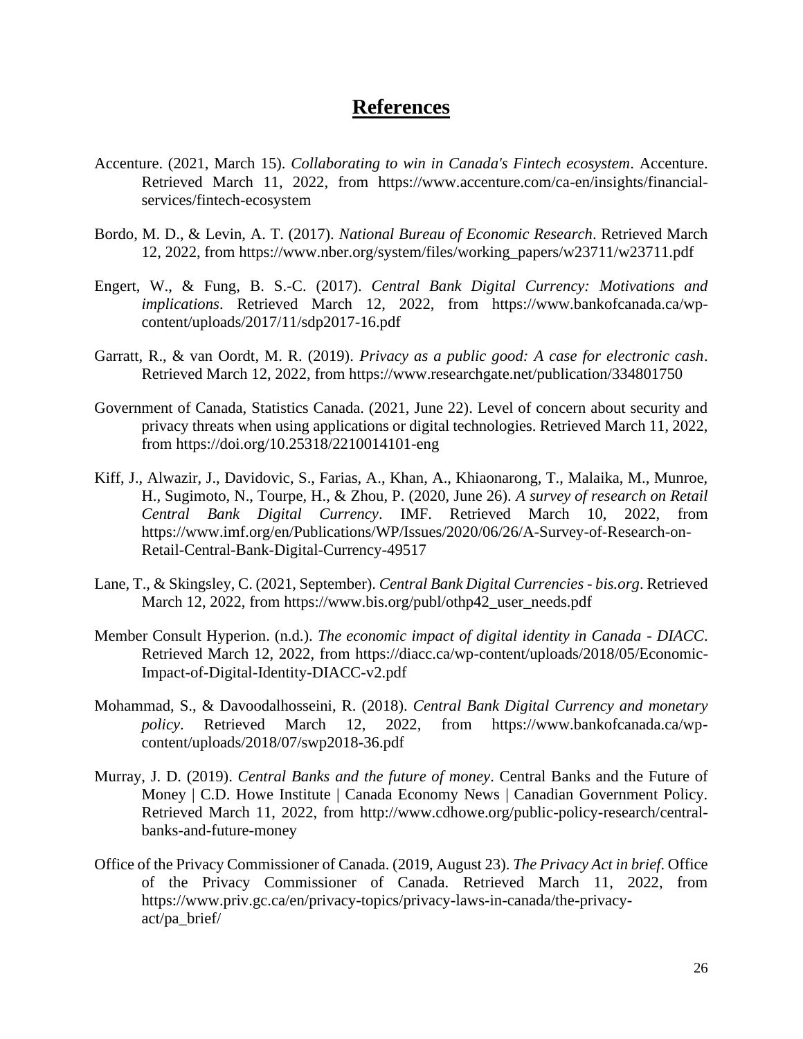# References

Accenture. (2021, March 15). *Collaborating to win in Canada's Fintech ecosystem*. Accenture. Retrieved March 11, 2022, from https://www.accenture.com/ca-en/insights/financial-services/fintech-ecosystem

Bordo, M. D., & Levin, A. T. (2017). *National Bureau of Economic Research*. Retrieved March 12, 2022, from https://www.nber.org/system/files/working_papers/w23711/w23711.pdf

Engert, W., & Fung, B. S.-C. (2017). *Central Bank Digital Currency: Motivations and implications*. Retrieved March 12, 2022, from https://www.bankofcanada.ca/wp-content/uploads/2017/11/sdp2017-16.pdf

Garratt, R., & van Oordt, M. R. (2019). *Privacy as a public good: A case for electronic cash*. Retrieved March 12, 2022, from https://www.researchgate.net/publication/334801750

Government of Canada, Statistics Canada. (2021, June 22). Level of concern about security and privacy threats when using applications or digital technologies. Retrieved March 11, 2022, from https://doi.org/10.25318/2210014101-eng

Kiff, J., Alwazir, J., Davidovic, S., Farias, A., Khan, A., Khiaonarong, T., Malaika, M., Munroe, H., Sugimoto, N., Tourpe, H., & Zhou, P. (2020, June 26). *A survey of research on Retail Central Bank Digital Currency*. IMF. Retrieved March 10, 2022, from https://www.imf.org/en/Publications/WP/Issues/2020/06/26/A-Survey-of-Research-on-Retail-Central-Bank-Digital-Currency-49517

Lane, T., & Skingsley, C. (2021, September). *Central Bank Digital Currencies - bis.org*. Retrieved March 12, 2022, from https://www.bis.org/publ/othp42_user_needs.pdf

Member Consult Hyperion. (n.d.). *The economic impact of digital identity in Canada - DIACC*. Retrieved March 12, 2022, from https://diacc.ca/wp-content/uploads/2018/05/Economic-Impact-of-Digital-Identity-DIACC-v2.pdf

Mohammad, S., & Davoodalhosseini, R. (2018). *Central Bank Digital Currency and monetary policy*. Retrieved March 12, 2022, from https://www.bankofcanada.ca/wp-content/uploads/2018/07/swp2018-36.pdf

Murray, J. D. (2019). *Central Banks and the future of money*. Central Banks and the Future of Money | C.D. Howe Institute | Canada Economy News | Canadian Government Policy. Retrieved March 11, 2022, from http://www.cdhowe.org/public-policy-research/central-banks-and-future-money

Office of the Privacy Commissioner of Canada. (2019, August 23). *The Privacy Act in brief*. Office of the Privacy Commissioner of Canada. Retrieved March 11, 2022, from https://www.priv.gc.ca/en/privacy-topics/privacy-laws-in-canada/the-privacy-act/pa_brief/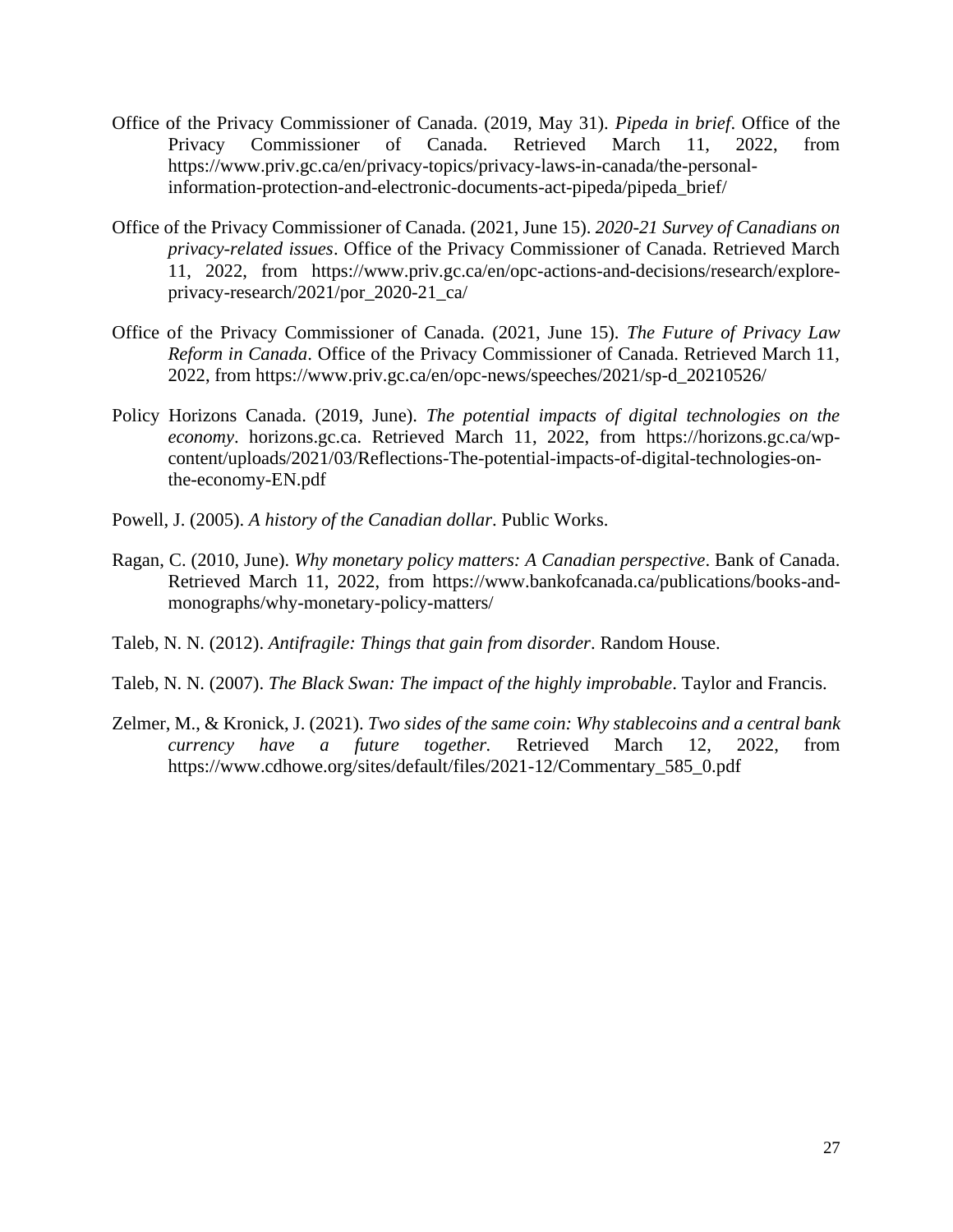Office of the Privacy Commissioner of Canada. (2019, May 31). *Pipeda in brief*. Office of the Privacy Commissioner of Canada. Retrieved March 11, 2022, from https://www.priv.gc.ca/en/privacy-topics/privacy-laws-in-canada/the-personal-information-protection-and-electronic-documents-act-pipeda/pipeda_brief/

Office of the Privacy Commissioner of Canada. (2021, June 15). *2020-21 Survey of Canadians on privacy-related issues*. Office of the Privacy Commissioner of Canada. Retrieved March 11, 2022, from https://www.priv.gc.ca/en/opc-actions-and-decisions/research/explore-privacy-research/2021/por_2020-21_ca/

Office of the Privacy Commissioner of Canada. (2021, June 15). *The Future of Privacy Law Reform in Canada*. Office of the Privacy Commissioner of Canada. Retrieved March 11, 2022, from https://www.priv.gc.ca/en/opc-news/speeches/2021/sp-d_20210526/

Policy Horizons Canada. (2019, June). *The potential impacts of digital technologies on the economy*. horizons.gc.ca. Retrieved March 11, 2022, from https://horizons.gc.ca/wp-content/uploads/2021/03/Reflections-The-potential-impacts-of-digital-technologies-on-the-economy-EN.pdf

Powell, J. (2005). *A history of the Canadian dollar*. Public Works.

Ragan, C. (2010, June). *Why monetary policy matters: A Canadian perspective*. Bank of Canada. Retrieved March 11, 2022, from https://www.bankofcanada.ca/publications/books-and-monographs/why-monetary-policy-matters/

Taleb, N. N. (2012). *Antifragile: Things that gain from disorder*. Random House.

Taleb, N. N. (2007). *The Black Swan: The impact of the highly improbable*. Taylor and Francis.

Zelmer, M., & Kronick, J. (2021). *Two sides of the same coin: Why stablecoins and a central bank currency have a future together.* Retrieved March 12, 2022, from https://www.cdhowe.org/sites/default/files/2021-12/Commentary_585_0.pdf